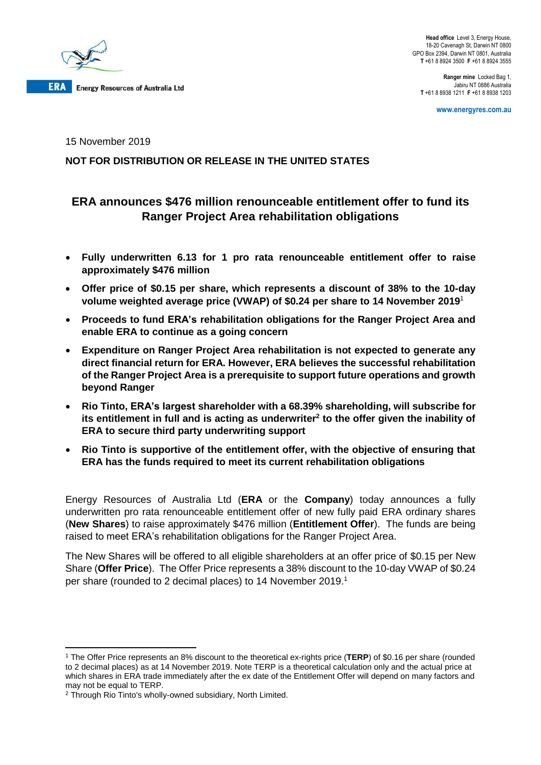ERA Energy Resources of Australia Ltd

**Head office** Level 3, Energy House, 18-20 Cavenagh St, Darwin NT 0800
GPO Box 2394, Darwin NT 0801, Australia
**T** +61 8 8924 3500 **F** +61 8 8924 3555

**Ranger mine** Locked Bag 1, Jabiru NT 0886 Australia
**T** +61 8 8938 1211 **F** +61 8 8938 1203

**www.energyres.com.au**

15 November 2019

**NOT FOR DISTRIBUTION OR RELEASE IN THE UNITED STATES**

## ERA announces $476 million renounceable entitlement offer to fund its Ranger Project Area rehabilitation obligations

- **Fully underwritten 6.13 for 1 pro rata renounceable entitlement offer to raise approximately $476 million**
- **Offer price of $0.15 per share, which represents a discount of 38% to the 10-day volume weighted average price (VWAP) of $0.24 per share to 14 November 2019**[1]
- **Proceeds to fund ERA's rehabilitation obligations for the Ranger Project Area and enable ERA to continue as a going concern**
- **Expenditure on Ranger Project Area rehabilitation is not expected to generate any direct financial return for ERA. However, ERA believes the successful rehabilitation of the Ranger Project Area is a prerequisite to support future operations and growth beyond Ranger**
- **Rio Tinto, ERA's largest shareholder with a 68.39% shareholding, will subscribe for its entitlement in full and is acting as underwriter**[2] **to the offer given the inability of ERA to secure third party underwriting support**
- **Rio Tinto is supportive of the entitlement offer, with the objective of ensuring that ERA has the funds required to meet its current rehabilitation obligations**

Energy Resources of Australia Ltd (**ERA** or the **Company**) today announces a fully underwritten pro rata renounceable entitlement offer of new fully paid ERA ordinary shares (**New Shares**) to raise approximately $476 million (**Entitlement Offer**). The funds are being raised to meet ERA's rehabilitation obligations for the Ranger Project Area.

The New Shares will be offered to all eligible shareholders at an offer price of $0.15 per New Share (**Offer Price**). The Offer Price represents a 38% discount to the 10-day VWAP of $0.24 per share (rounded to 2 decimal places) to 14 November 2019.[1]

---

[1] The Offer Price represents an 8% discount to the theoretical ex-rights price (**TERP**) of $0.16 per share (rounded to 2 decimal places) as at 14 November 2019. Note TERP is a theoretical calculation only and the actual price at which shares in ERA trade immediately after the ex date of the Entitlement Offer will depend on many factors and may not be equal to TERP.

[2] Through Rio Tinto's wholly-owned subsidiary, North Limited.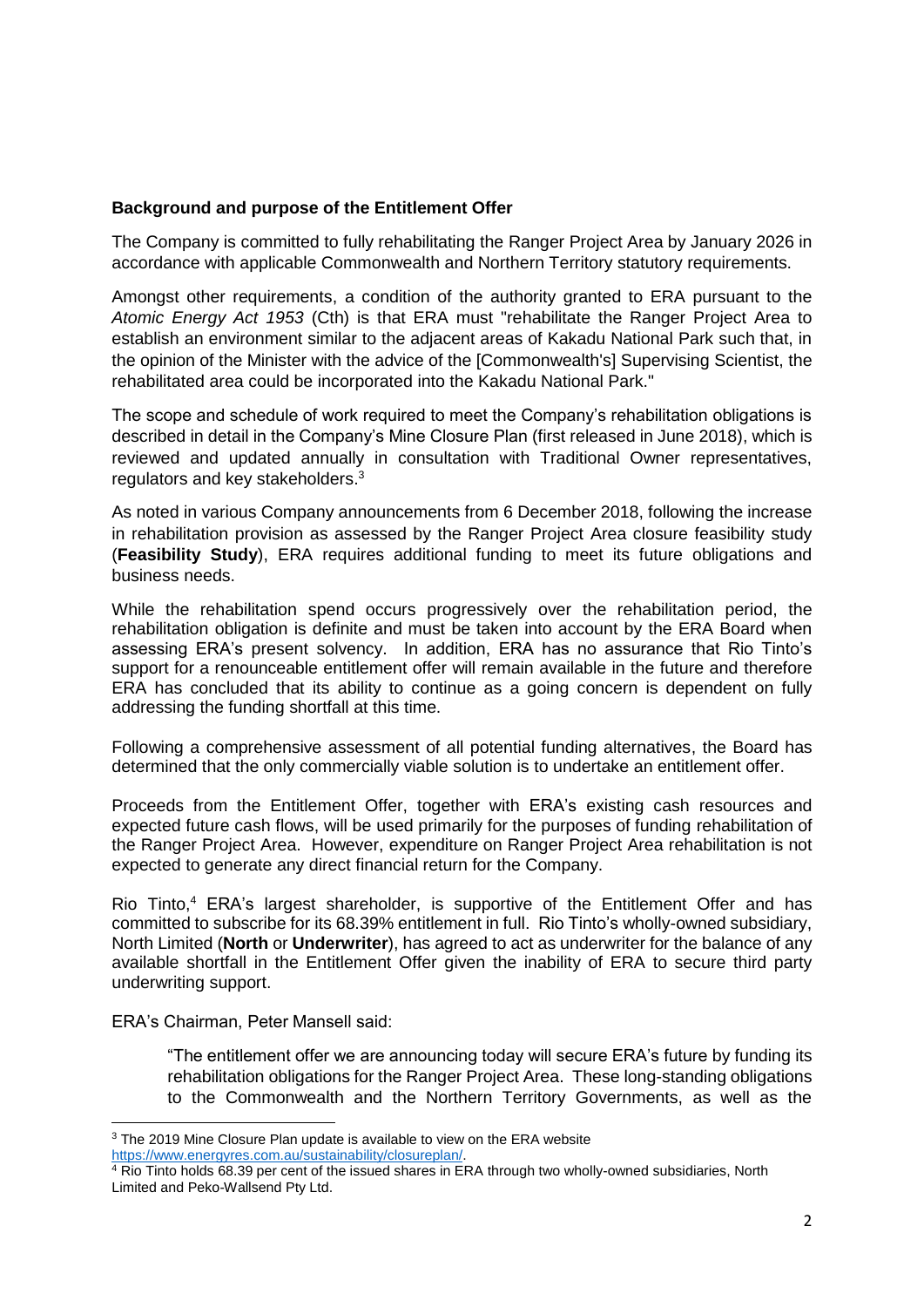**Background and purpose of the Entitlement Offer**

The Company is committed to fully rehabilitating the Ranger Project Area by January 2026 in accordance with applicable Commonwealth and Northern Territory statutory requirements.

Amongst other requirements, a condition of the authority granted to ERA pursuant to the *Atomic Energy Act 1953* (Cth) is that ERA must "rehabilitate the Ranger Project Area to establish an environment similar to the adjacent areas of Kakadu National Park such that, in the opinion of the Minister with the advice of the [Commonwealth's] Supervising Scientist, the rehabilitated area could be incorporated into the Kakadu National Park."

The scope and schedule of work required to meet the Company's rehabilitation obligations is described in detail in the Company's Mine Closure Plan (first released in June 2018), which is reviewed and updated annually in consultation with Traditional Owner representatives, regulators and key stakeholders.[3]

As noted in various Company announcements from 6 December 2018, following the increase in rehabilitation provision as assessed by the Ranger Project Area closure feasibility study (**Feasibility Study**), ERA requires additional funding to meet its future obligations and business needs.

While the rehabilitation spend occurs progressively over the rehabilitation period, the rehabilitation obligation is definite and must be taken into account by the ERA Board when assessing ERA's present solvency. In addition, ERA has no assurance that Rio Tinto's support for a renounceable entitlement offer will remain available in the future and therefore ERA has concluded that its ability to continue as a going concern is dependent on fully addressing the funding shortfall at this time.

Following a comprehensive assessment of all potential funding alternatives, the Board has determined that the only commercially viable solution is to undertake an entitlement offer.

Proceeds from the Entitlement Offer, together with ERA's existing cash resources and expected future cash flows, will be used primarily for the purposes of funding rehabilitation of the Ranger Project Area. However, expenditure on Ranger Project Area rehabilitation is not expected to generate any direct financial return for the Company.

Rio Tinto,[4] ERA's largest shareholder, is supportive of the Entitlement Offer and has committed to subscribe for its 68.39% entitlement in full. Rio Tinto's wholly-owned subsidiary, North Limited (**North** or **Underwriter**), has agreed to act as underwriter for the balance of any available shortfall in the Entitlement Offer given the inability of ERA to secure third party underwriting support.

ERA's Chairman, Peter Mansell said:

> "The entitlement offer we are announcing today will secure ERA's future by funding its rehabilitation obligations for the Ranger Project Area. These long-standing obligations to the Commonwealth and the Northern Territory Governments, as well as the

---

[3] The 2019 Mine Closure Plan update is available to view on the ERA website https://www.energyres.com.au/sustainability/closureplan/.

[4] Rio Tinto holds 68.39 per cent of the issued shares in ERA through two wholly-owned subsidiaries, North Limited and Peko-Wallsend Pty Ltd.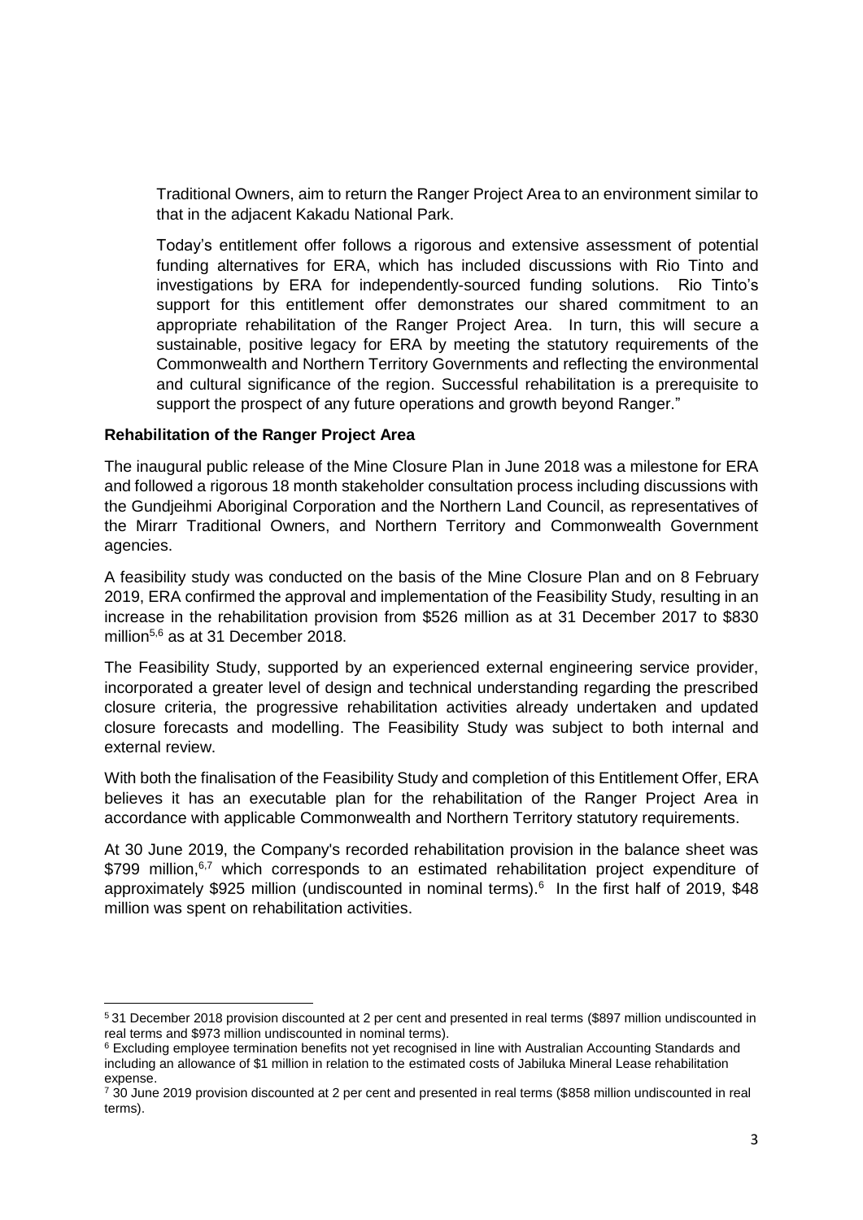Traditional Owners, aim to return the Ranger Project Area to an environment similar to that in the adjacent Kakadu National Park.

Today's entitlement offer follows a rigorous and extensive assessment of potential funding alternatives for ERA, which has included discussions with Rio Tinto and investigations by ERA for independently-sourced funding solutions. Rio Tinto's support for this entitlement offer demonstrates our shared commitment to an appropriate rehabilitation of the Ranger Project Area. In turn, this will secure a sustainable, positive legacy for ERA by meeting the statutory requirements of the Commonwealth and Northern Territory Governments and reflecting the environmental and cultural significance of the region. Successful rehabilitation is a prerequisite to support the prospect of any future operations and growth beyond Ranger."

**Rehabilitation of the Ranger Project Area**

The inaugural public release of the Mine Closure Plan in June 2018 was a milestone for ERA and followed a rigorous 18 month stakeholder consultation process including discussions with the Gundjeihmi Aboriginal Corporation and the Northern Land Council, as representatives of the Mirarr Traditional Owners, and Northern Territory and Commonwealth Government agencies.

A feasibility study was conducted on the basis of the Mine Closure Plan and on 8 February 2019, ERA confirmed the approval and implementation of the Feasibility Study, resulting in an increase in the rehabilitation provision from $526 million as at 31 December 2017 to $830 million[5,6] as at 31 December 2018.

The Feasibility Study, supported by an experienced external engineering service provider, incorporated a greater level of design and technical understanding regarding the prescribed closure criteria, the progressive rehabilitation activities already undertaken and updated closure forecasts and modelling. The Feasibility Study was subject to both internal and external review.

With both the finalisation of the Feasibility Study and completion of this Entitlement Offer, ERA believes it has an executable plan for the rehabilitation of the Ranger Project Area in accordance with applicable Commonwealth and Northern Territory statutory requirements.

At 30 June 2019, the Company's recorded rehabilitation provision in the balance sheet was $799 million,[6,7] which corresponds to an estimated rehabilitation project expenditure of approximately $925 million (undiscounted in nominal terms).[6] In the first half of 2019, $48 million was spent on rehabilitation activities.

---

[5] 31 December 2018 provision discounted at 2 per cent and presented in real terms ($897 million undiscounted in real terms and $973 million undiscounted in nominal terms).

[6] Excluding employee termination benefits not yet recognised in line with Australian Accounting Standards and including an allowance of $1 million in relation to the estimated costs of Jabiluka Mineral Lease rehabilitation expense.

[7] 30 June 2019 provision discounted at 2 per cent and presented in real terms ($858 million undiscounted in real terms).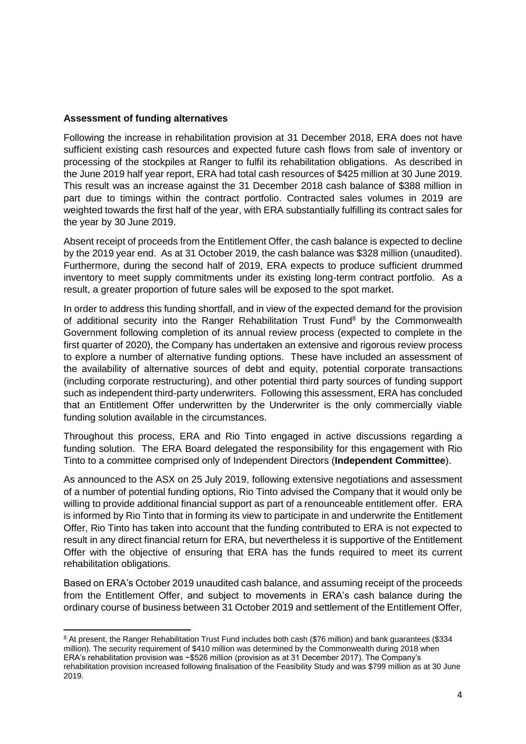**Assessment of funding alternatives**

Following the increase in rehabilitation provision at 31 December 2018, ERA does not have sufficient existing cash resources and expected future cash flows from sale of inventory or processing of the stockpiles at Ranger to fulfil its rehabilitation obligations. As described in the June 2019 half year report, ERA had total cash resources of $425 million at 30 June 2019. This result was an increase against the 31 December 2018 cash balance of $388 million in part due to timings within the contract portfolio. Contracted sales volumes in 2019 are weighted towards the first half of the year, with ERA substantially fulfilling its contract sales for the year by 30 June 2019.

Absent receipt of proceeds from the Entitlement Offer, the cash balance is expected to decline by the 2019 year end. As at 31 October 2019, the cash balance was $328 million (unaudited). Furthermore, during the second half of 2019, ERA expects to produce sufficient drummed inventory to meet supply commitments under its existing long-term contract portfolio. As a result, a greater proportion of future sales will be exposed to the spot market.

In order to address this funding shortfall, and in view of the expected demand for the provision of additional security into the Ranger Rehabilitation Trust Fund[8] by the Commonwealth Government following completion of its annual review process (expected to complete in the first quarter of 2020), the Company has undertaken an extensive and rigorous review process to explore a number of alternative funding options. These have included an assessment of the availability of alternative sources of debt and equity, potential corporate transactions (including corporate restructuring), and other potential third party sources of funding support such as independent third-party underwriters. Following this assessment, ERA has concluded that an Entitlement Offer underwritten by the Underwriter is the only commercially viable funding solution available in the circumstances.

Throughout this process, ERA and Rio Tinto engaged in active discussions regarding a funding solution. The ERA Board delegated the responsibility for this engagement with Rio Tinto to a committee comprised only of Independent Directors (**Independent Committee**).

As announced to the ASX on 25 July 2019, following extensive negotiations and assessment of a number of potential funding options, Rio Tinto advised the Company that it would only be willing to provide additional financial support as part of a renounceable entitlement offer. ERA is informed by Rio Tinto that in forming its view to participate in and underwrite the Entitlement Offer, Rio Tinto has taken into account that the funding contributed to ERA is not expected to result in any direct financial return for ERA, but nevertheless it is supportive of the Entitlement Offer with the objective of ensuring that ERA has the funds required to meet its current rehabilitation obligations.

Based on ERA's October 2019 unaudited cash balance, and assuming receipt of the proceeds from the Entitlement Offer, and subject to movements in ERA's cash balance during the ordinary course of business between 31 October 2019 and settlement of the Entitlement Offer,

---

[8] At present, the Ranger Rehabilitation Trust Fund includes both cash ($76 million) and bank guarantees ($334 million). The security requirement of $410 million was determined by the Commonwealth during 2018 when ERA's rehabilitation provision was ~$526 million (provision as at 31 December 2017). The Company's rehabilitation provision increased following finalisation of the Feasibility Study and was $799 million as at 30 June 2019.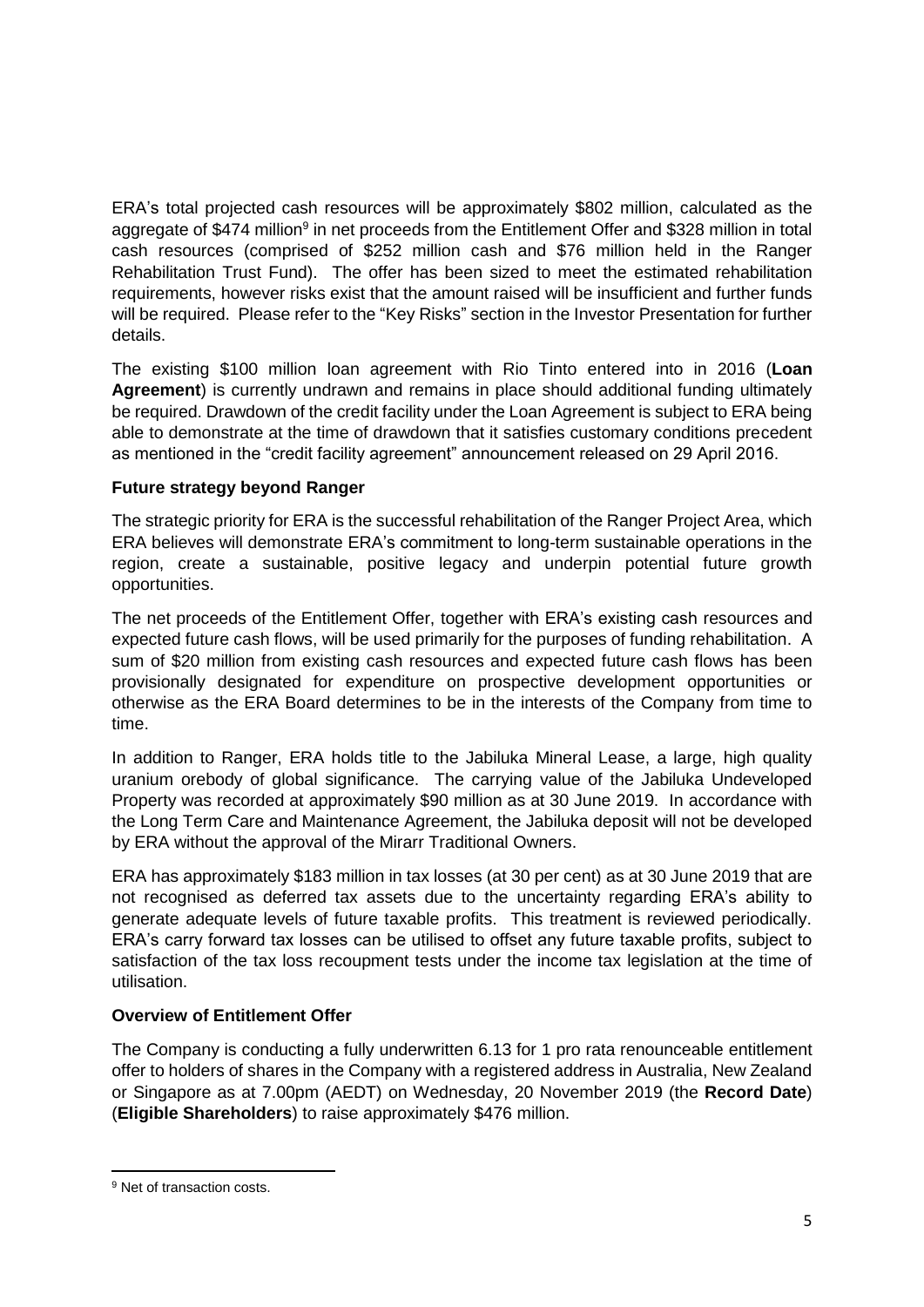ERA's total projected cash resources will be approximately $802 million, calculated as the aggregate of $474 million[9] in net proceeds from the Entitlement Offer and $328 million in total cash resources (comprised of $252 million cash and $76 million held in the Ranger Rehabilitation Trust Fund). The offer has been sized to meet the estimated rehabilitation requirements, however risks exist that the amount raised will be insufficient and further funds will be required. Please refer to the "Key Risks" section in the Investor Presentation for further details.

The existing $100 million loan agreement with Rio Tinto entered into in 2016 (**Loan Agreement**) is currently undrawn and remains in place should additional funding ultimately be required. Drawdown of the credit facility under the Loan Agreement is subject to ERA being able to demonstrate at the time of drawdown that it satisfies customary conditions precedent as mentioned in the "credit facility agreement" announcement released on 29 April 2016.

**Future strategy beyond Ranger**

The strategic priority for ERA is the successful rehabilitation of the Ranger Project Area, which ERA believes will demonstrate ERA's commitment to long-term sustainable operations in the region, create a sustainable, positive legacy and underpin potential future growth opportunities.

The net proceeds of the Entitlement Offer, together with ERA's existing cash resources and expected future cash flows, will be used primarily for the purposes of funding rehabilitation. A sum of $20 million from existing cash resources and expected future cash flows has been provisionally designated for expenditure on prospective development opportunities or otherwise as the ERA Board determines to be in the interests of the Company from time to time.

In addition to Ranger, ERA holds title to the Jabiluka Mineral Lease, a large, high quality uranium orebody of global significance. The carrying value of the Jabiluka Undeveloped Property was recorded at approximately $90 million as at 30 June 2019. In accordance with the Long Term Care and Maintenance Agreement, the Jabiluka deposit will not be developed by ERA without the approval of the Mirarr Traditional Owners.

ERA has approximately $183 million in tax losses (at 30 per cent) as at 30 June 2019 that are not recognised as deferred tax assets due to the uncertainty regarding ERA's ability to generate adequate levels of future taxable profits. This treatment is reviewed periodically. ERA's carry forward tax losses can be utilised to offset any future taxable profits, subject to satisfaction of the tax loss recoupment tests under the income tax legislation at the time of utilisation.

**Overview of Entitlement Offer**

The Company is conducting a fully underwritten 6.13 for 1 pro rata renounceable entitlement offer to holders of shares in the Company with a registered address in Australia, New Zealand or Singapore as at 7.00pm (AEDT) on Wednesday, 20 November 2019 (the **Record Date**) (**Eligible Shareholders**) to raise approximately $476 million.

---

[9] Net of transaction costs.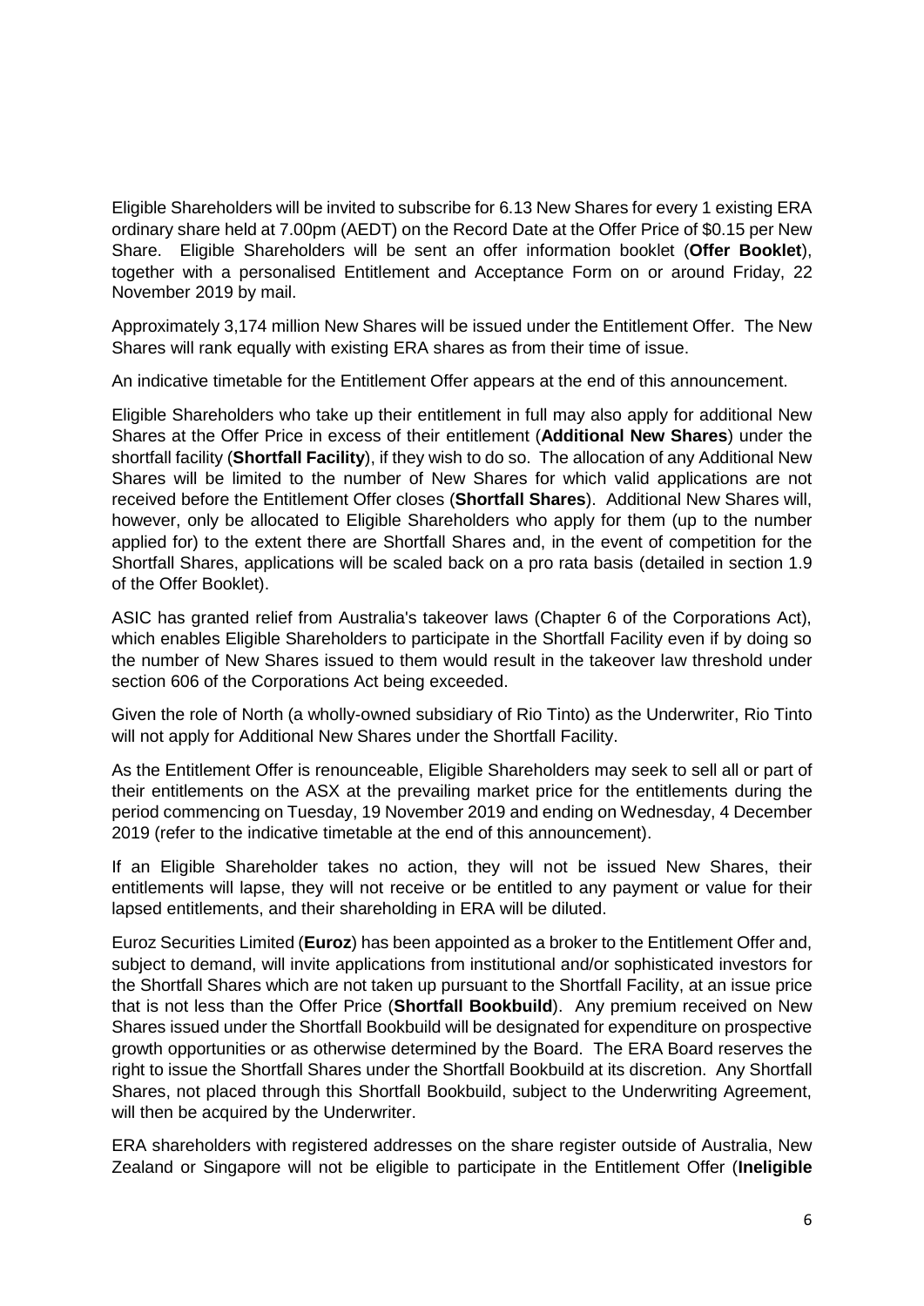Eligible Shareholders will be invited to subscribe for 6.13 New Shares for every 1 existing ERA ordinary share held at 7.00pm (AEDT) on the Record Date at the Offer Price of $0.15 per New Share. Eligible Shareholders will be sent an offer information booklet (**Offer Booklet**), together with a personalised Entitlement and Acceptance Form on or around Friday, 22 November 2019 by mail.

Approximately 3,174 million New Shares will be issued under the Entitlement Offer. The New Shares will rank equally with existing ERA shares as from their time of issue.

An indicative timetable for the Entitlement Offer appears at the end of this announcement.

Eligible Shareholders who take up their entitlement in full may also apply for additional New Shares at the Offer Price in excess of their entitlement (**Additional New Shares**) under the shortfall facility (**Shortfall Facility**), if they wish to do so. The allocation of any Additional New Shares will be limited to the number of New Shares for which valid applications are not received before the Entitlement Offer closes (**Shortfall Shares**). Additional New Shares will, however, only be allocated to Eligible Shareholders who apply for them (up to the number applied for) to the extent there are Shortfall Shares and, in the event of competition for the Shortfall Shares, applications will be scaled back on a pro rata basis (detailed in section 1.9 of the Offer Booklet).

ASIC has granted relief from Australia's takeover laws (Chapter 6 of the Corporations Act), which enables Eligible Shareholders to participate in the Shortfall Facility even if by doing so the number of New Shares issued to them would result in the takeover law threshold under section 606 of the Corporations Act being exceeded.

Given the role of North (a wholly-owned subsidiary of Rio Tinto) as the Underwriter, Rio Tinto will not apply for Additional New Shares under the Shortfall Facility.

As the Entitlement Offer is renounceable, Eligible Shareholders may seek to sell all or part of their entitlements on the ASX at the prevailing market price for the entitlements during the period commencing on Tuesday, 19 November 2019 and ending on Wednesday, 4 December 2019 (refer to the indicative timetable at the end of this announcement).

If an Eligible Shareholder takes no action, they will not be issued New Shares, their entitlements will lapse, they will not receive or be entitled to any payment or value for their lapsed entitlements, and their shareholding in ERA will be diluted.

Euroz Securities Limited (**Euroz**) has been appointed as a broker to the Entitlement Offer and, subject to demand, will invite applications from institutional and/or sophisticated investors for the Shortfall Shares which are not taken up pursuant to the Shortfall Facility, at an issue price that is not less than the Offer Price (**Shortfall Bookbuild**). Any premium received on New Shares issued under the Shortfall Bookbuild will be designated for expenditure on prospective growth opportunities or as otherwise determined by the Board. The ERA Board reserves the right to issue the Shortfall Shares under the Shortfall Bookbuild at its discretion. Any Shortfall Shares, not placed through this Shortfall Bookbuild, subject to the Underwriting Agreement, will then be acquired by the Underwriter.

ERA shareholders with registered addresses on the share register outside of Australia, New Zealand or Singapore will not be eligible to participate in the Entitlement Offer (**Ineligible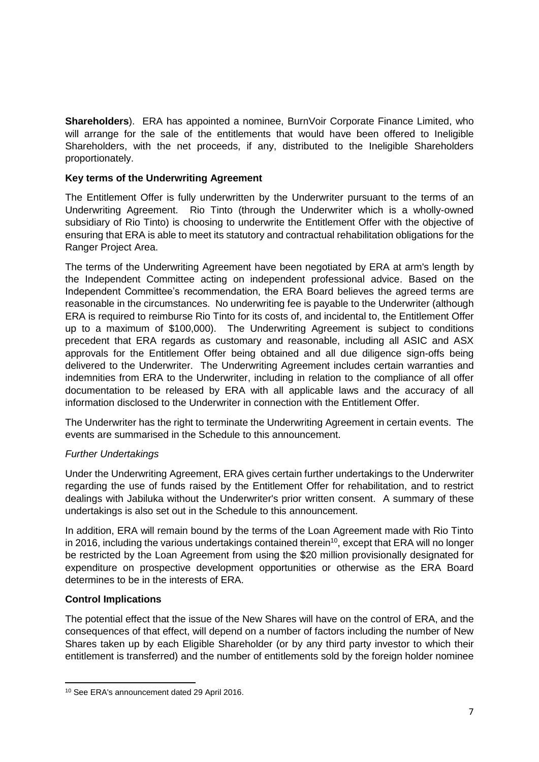**Shareholders**). ERA has appointed a nominee, BurnVoir Corporate Finance Limited, who will arrange for the sale of the entitlements that would have been offered to Ineligible Shareholders, with the net proceeds, if any, distributed to the Ineligible Shareholders proportionately.

**Key terms of the Underwriting Agreement**

The Entitlement Offer is fully underwritten by the Underwriter pursuant to the terms of an Underwriting Agreement. Rio Tinto (through the Underwriter which is a wholly-owned subsidiary of Rio Tinto) is choosing to underwrite the Entitlement Offer with the objective of ensuring that ERA is able to meet its statutory and contractual rehabilitation obligations for the Ranger Project Area.

The terms of the Underwriting Agreement have been negotiated by ERA at arm's length by the Independent Committee acting on independent professional advice. Based on the Independent Committee's recommendation, the ERA Board believes the agreed terms are reasonable in the circumstances. No underwriting fee is payable to the Underwriter (although ERA is required to reimburse Rio Tinto for its costs of, and incidental to, the Entitlement Offer up to a maximum of $100,000). The Underwriting Agreement is subject to conditions precedent that ERA regards as customary and reasonable, including all ASIC and ASX approvals for the Entitlement Offer being obtained and all due diligence sign-offs being delivered to the Underwriter. The Underwriting Agreement includes certain warranties and indemnities from ERA to the Underwriter, including in relation to the compliance of all offer documentation to be released by ERA with all applicable laws and the accuracy of all information disclosed to the Underwriter in connection with the Entitlement Offer.

The Underwriter has the right to terminate the Underwriting Agreement in certain events. The events are summarised in the Schedule to this announcement.

*Further Undertakings*

Under the Underwriting Agreement, ERA gives certain further undertakings to the Underwriter regarding the use of funds raised by the Entitlement Offer for rehabilitation, and to restrict dealings with Jabiluka without the Underwriter's prior written consent. A summary of these undertakings is also set out in the Schedule to this announcement.

In addition, ERA will remain bound by the terms of the Loan Agreement made with Rio Tinto in 2016, including the various undertakings contained therein[10], except that ERA will no longer be restricted by the Loan Agreement from using the $20 million provisionally designated for expenditure on prospective development opportunities or otherwise as the ERA Board determines to be in the interests of ERA.

**Control Implications**

The potential effect that the issue of the New Shares will have on the control of ERA, and the consequences of that effect, will depend on a number of factors including the number of New Shares taken up by each Eligible Shareholder (or by any third party investor to which their entitlement is transferred) and the number of entitlements sold by the foreign holder nominee

[10] See ERA's announcement dated 29 April 2016.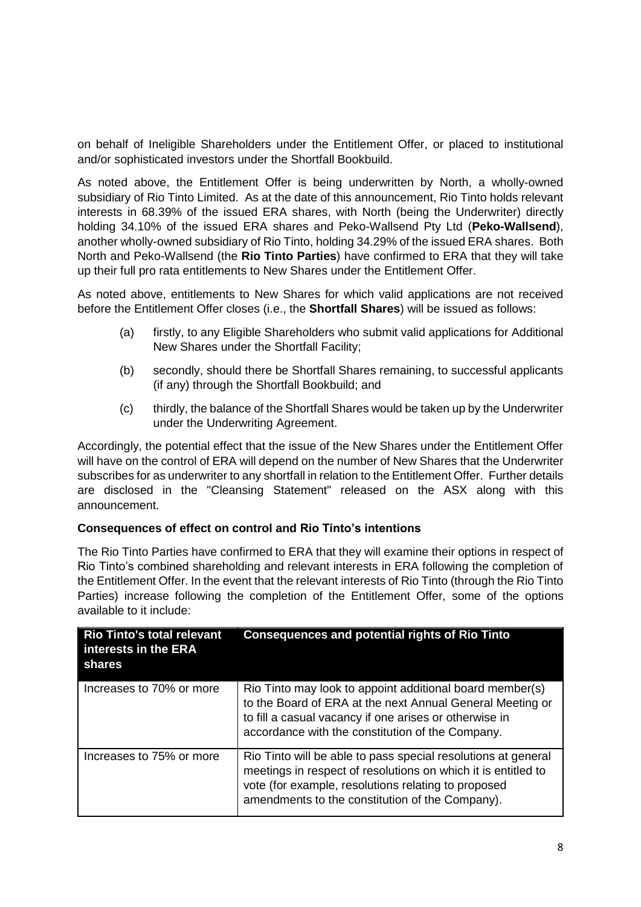on behalf of Ineligible Shareholders under the Entitlement Offer, or placed to institutional and/or sophisticated investors under the Shortfall Bookbuild.

As noted above, the Entitlement Offer is being underwritten by North, a wholly-owned subsidiary of Rio Tinto Limited. As at the date of this announcement, Rio Tinto holds relevant interests in 68.39% of the issued ERA shares, with North (being the Underwriter) directly holding 34.10% of the issued ERA shares and Peko-Wallsend Pty Ltd (**Peko-Wallsend**), another wholly-owned subsidiary of Rio Tinto, holding 34.29% of the issued ERA shares. Both North and Peko-Wallsend (the **Rio Tinto Parties**) have confirmed to ERA that they will take up their full pro rata entitlements to New Shares under the Entitlement Offer.

As noted above, entitlements to New Shares for which valid applications are not received before the Entitlement Offer closes (i.e., the **Shortfall Shares**) will be issued as follows:

(a) firstly, to any Eligible Shareholders who submit valid applications for Additional New Shares under the Shortfall Facility;

(b) secondly, should there be Shortfall Shares remaining, to successful applicants (if any) through the Shortfall Bookbuild; and

(c) thirdly, the balance of the Shortfall Shares would be taken up by the Underwriter under the Underwriting Agreement.

Accordingly, the potential effect that the issue of the New Shares under the Entitlement Offer will have on the control of ERA will depend on the number of New Shares that the Underwriter subscribes for as underwriter to any shortfall in relation to the Entitlement Offer. Further details are disclosed in the "Cleansing Statement" released on the ASX along with this announcement.

**Consequences of effect on control and Rio Tinto's intentions**

The Rio Tinto Parties have confirmed to ERA that they will examine their options in respect of Rio Tinto's combined shareholding and relevant interests in ERA following the completion of the Entitlement Offer. In the event that the relevant interests of Rio Tinto (through the Rio Tinto Parties) increase following the completion of the Entitlement Offer, some of the options available to it include:

| Rio Tinto's total relevant interests in the ERA shares | Consequences and potential rights of Rio Tinto |
|---|---|
| Increases to 70% or more | Rio Tinto may look to appoint additional board member(s) to the Board of ERA at the next Annual General Meeting or to fill a casual vacancy if one arises or otherwise in accordance with the constitution of the Company. |
| Increases to 75% or more | Rio Tinto will be able to pass special resolutions at general meetings in respect of resolutions on which it is entitled to vote (for example, resolutions relating to proposed amendments to the constitution of the Company). |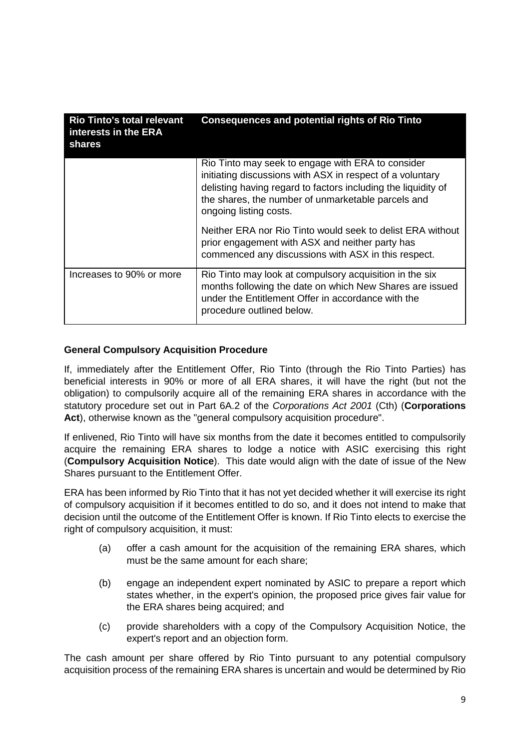| Rio Tinto's total relevant interests in the ERA shares | Consequences and potential rights of Rio Tinto |
|---|---|
| | Rio Tinto may seek to engage with ERA to consider initiating discussions with ASX in respect of a voluntary delisting having regard to factors including the liquidity of the shares, the number of unmarketable parcels and ongoing listing costs.<br><br>Neither ERA nor Rio Tinto would seek to delist ERA without prior engagement with ASX and neither party has commenced any discussions with ASX in this respect. |
| Increases to 90% or more | Rio Tinto may look at compulsory acquisition in the six months following the date on which New Shares are issued under the Entitlement Offer in accordance with the procedure outlined below. |

**General Compulsory Acquisition Procedure**

If, immediately after the Entitlement Offer, Rio Tinto (through the Rio Tinto Parties) has beneficial interests in 90% or more of all ERA shares, it will have the right (but not the obligation) to compulsorily acquire all of the remaining ERA shares in accordance with the statutory procedure set out in Part 6A.2 of the *Corporations Act 2001* (Cth) (**Corporations Act**), otherwise known as the "general compulsory acquisition procedure".

If enlivened, Rio Tinto will have six months from the date it becomes entitled to compulsorily acquire the remaining ERA shares to lodge a notice with ASIC exercising this right (**Compulsory Acquisition Notice**). This date would align with the date of issue of the New Shares pursuant to the Entitlement Offer.

ERA has been informed by Rio Tinto that it has not yet decided whether it will exercise its right of compulsory acquisition if it becomes entitled to do so, and it does not intend to make that decision until the outcome of the Entitlement Offer is known. If Rio Tinto elects to exercise the right of compulsory acquisition, it must:

(a) offer a cash amount for the acquisition of the remaining ERA shares, which must be the same amount for each share;

(b) engage an independent expert nominated by ASIC to prepare a report which states whether, in the expert's opinion, the proposed price gives fair value for the ERA shares being acquired; and

(c) provide shareholders with a copy of the Compulsory Acquisition Notice, the expert's report and an objection form.

The cash amount per share offered by Rio Tinto pursuant to any potential compulsory acquisition process of the remaining ERA shares is uncertain and would be determined by Rio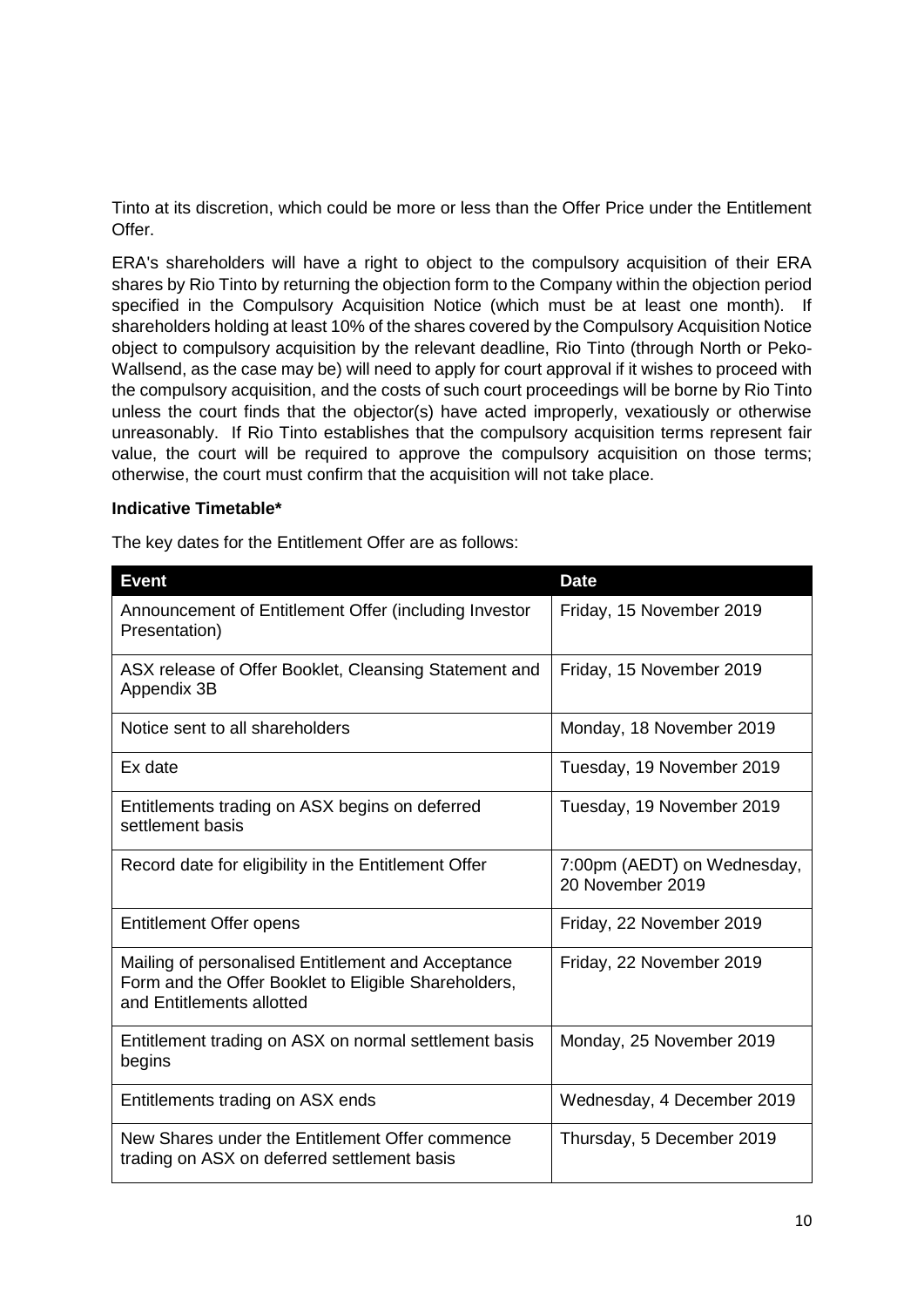Tinto at its discretion, which could be more or less than the Offer Price under the Entitlement Offer.

ERA's shareholders will have a right to object to the compulsory acquisition of their ERA shares by Rio Tinto by returning the objection form to the Company within the objection period specified in the Compulsory Acquisition Notice (which must be at least one month). If shareholders holding at least 10% of the shares covered by the Compulsory Acquisition Notice object to compulsory acquisition by the relevant deadline, Rio Tinto (through North or Peko-Wallsend, as the case may be) will need to apply for court approval if it wishes to proceed with the compulsory acquisition, and the costs of such court proceedings will be borne by Rio Tinto unless the court finds that the objector(s) have acted improperly, vexatiously or otherwise unreasonably. If Rio Tinto establishes that the compulsory acquisition terms represent fair value, the court will be required to approve the compulsory acquisition on those terms; otherwise, the court must confirm that the acquisition will not take place.

**Indicative Timetable***

The key dates for the Entitlement Offer are as follows:

| Event | Date |
|---|---|
| Announcement of Entitlement Offer (including Investor Presentation) | Friday, 15 November 2019 |
| ASX release of Offer Booklet, Cleansing Statement and Appendix 3B | Friday, 15 November 2019 |
| Notice sent to all shareholders | Monday, 18 November 2019 |
| Ex date | Tuesday, 19 November 2019 |
| Entitlements trading on ASX begins on deferred settlement basis | Tuesday, 19 November 2019 |
| Record date for eligibility in the Entitlement Offer | 7:00pm (AEDT) on Wednesday, 20 November 2019 |
| Entitlement Offer opens | Friday, 22 November 2019 |
| Mailing of personalised Entitlement and Acceptance Form and the Offer Booklet to Eligible Shareholders, and Entitlements allotted | Friday, 22 November 2019 |
| Entitlement trading on ASX on normal settlement basis begins | Monday, 25 November 2019 |
| Entitlements trading on ASX ends | Wednesday, 4 December 2019 |
| New Shares under the Entitlement Offer commence trading on ASX on deferred settlement basis | Thursday, 5 December 2019 |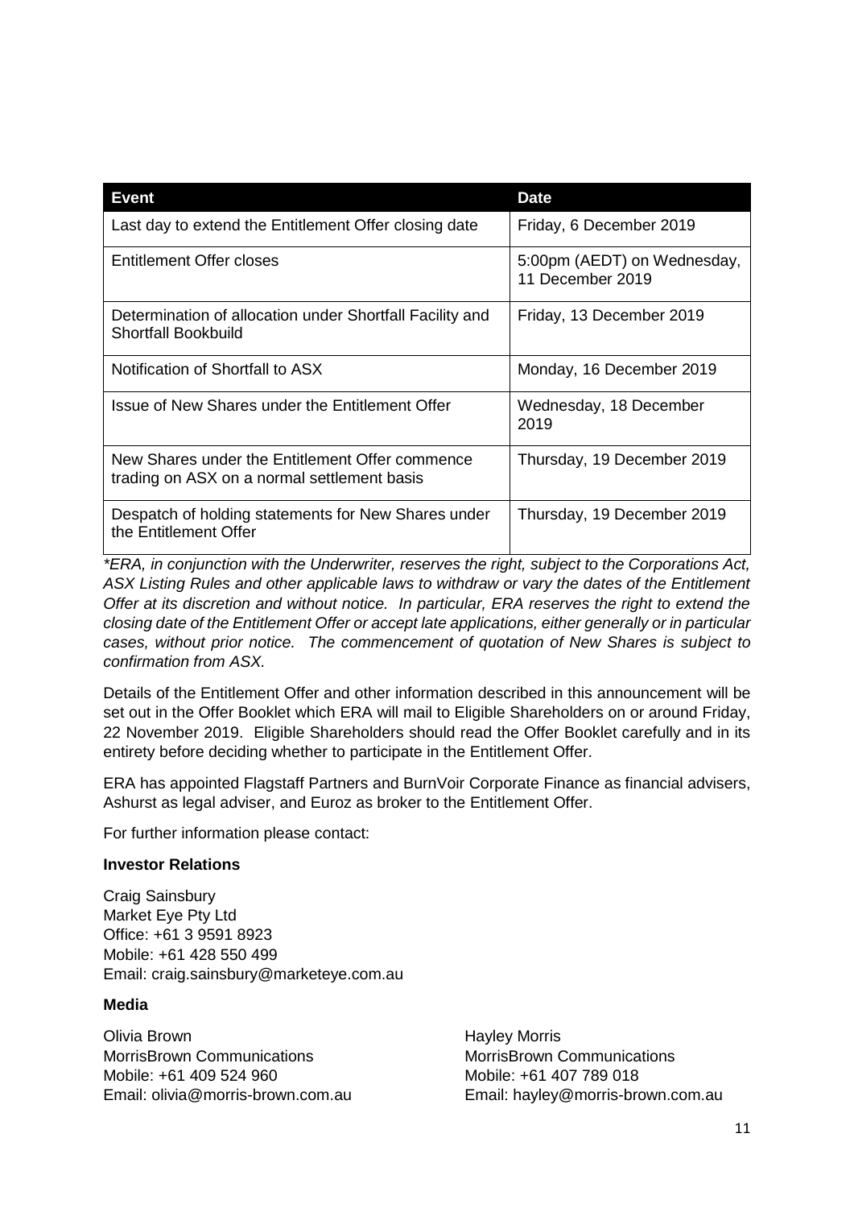| Event | Date |
| --- | --- |
| Last day to extend the Entitlement Offer closing date | Friday, 6 December 2019 |
| Entitlement Offer closes | 5:00pm (AEDT) on Wednesday, 11 December 2019 |
| Determination of allocation under Shortfall Facility and Shortfall Bookbuild | Friday, 13 December 2019 |
| Notification of Shortfall to ASX | Monday, 16 December 2019 |
| Issue of New Shares under the Entitlement Offer | Wednesday, 18 December 2019 |
| New Shares under the Entitlement Offer commence trading on ASX on a normal settlement basis | Thursday, 19 December 2019 |
| Despatch of holding statements for New Shares under the Entitlement Offer | Thursday, 19 December 2019 |

*\*ERA, in conjunction with the Underwriter, reserves the right, subject to the Corporations Act, ASX Listing Rules and other applicable laws to withdraw or vary the dates of the Entitlement Offer at its discretion and without notice. In particular, ERA reserves the right to extend the closing date of the Entitlement Offer or accept late applications, either generally or in particular cases, without prior notice. The commencement of quotation of New Shares is subject to confirmation from ASX.*

Details of the Entitlement Offer and other information described in this announcement will be set out in the Offer Booklet which ERA will mail to Eligible Shareholders on or around Friday, 22 November 2019. Eligible Shareholders should read the Offer Booklet carefully and in its entirety before deciding whether to participate in the Entitlement Offer.

ERA has appointed Flagstaff Partners and BurnVoir Corporate Finance as financial advisers, Ashurst as legal adviser, and Euroz as broker to the Entitlement Offer.

For further information please contact:

**Investor Relations**

Craig Sainsbury
Market Eye Pty Ltd
Office: +61 3 9591 8923
Mobile: +61 428 550 499
Email: craig.sainsbury@marketeye.com.au

**Media**

Olivia Brown
MorrisBrown Communications
Mobile: +61 409 524 960
Email: olivia@morris-brown.com.au

Hayley Morris
MorrisBrown Communications
Mobile: +61 407 789 018
Email: hayley@morris-brown.com.au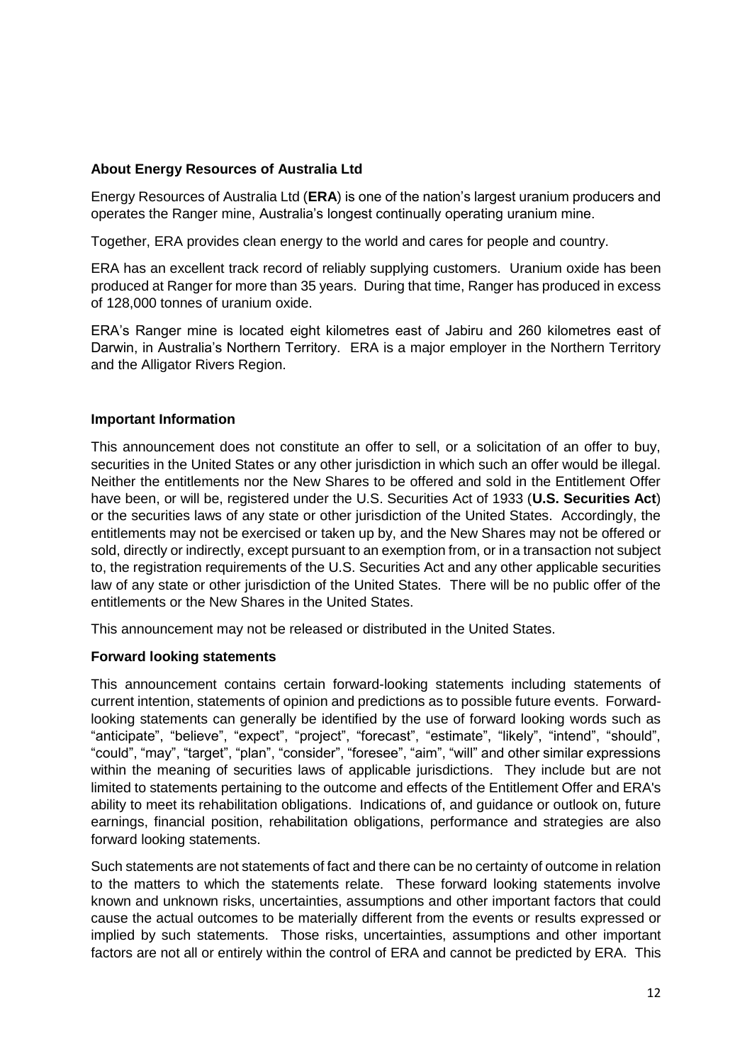**About Energy Resources of Australia Ltd**

Energy Resources of Australia Ltd (**ERA**) is one of the nation's largest uranium producers and operates the Ranger mine, Australia's longest continually operating uranium mine.

Together, ERA provides clean energy to the world and cares for people and country.

ERA has an excellent track record of reliably supplying customers. Uranium oxide has been produced at Ranger for more than 35 years. During that time, Ranger has produced in excess of 128,000 tonnes of uranium oxide.

ERA's Ranger mine is located eight kilometres east of Jabiru and 260 kilometres east of Darwin, in Australia's Northern Territory. ERA is a major employer in the Northern Territory and the Alligator Rivers Region.

**Important Information**

This announcement does not constitute an offer to sell, or a solicitation of an offer to buy, securities in the United States or any other jurisdiction in which such an offer would be illegal. Neither the entitlements nor the New Shares to be offered and sold in the Entitlement Offer have been, or will be, registered under the U.S. Securities Act of 1933 (**U.S. Securities Act**) or the securities laws of any state or other jurisdiction of the United States. Accordingly, the entitlements may not be exercised or taken up by, and the New Shares may not be offered or sold, directly or indirectly, except pursuant to an exemption from, or in a transaction not subject to, the registration requirements of the U.S. Securities Act and any other applicable securities law of any state or other jurisdiction of the United States. There will be no public offer of the entitlements or the New Shares in the United States.

This announcement may not be released or distributed in the United States.

**Forward looking statements**

This announcement contains certain forward-looking statements including statements of current intention, statements of opinion and predictions as to possible future events. Forward-looking statements can generally be identified by the use of forward looking words such as "anticipate", "believe", "expect", "project", "forecast", "estimate", "likely", "intend", "should", "could", "may", "target", "plan", "consider", "foresee", "aim", "will" and other similar expressions within the meaning of securities laws of applicable jurisdictions. They include but are not limited to statements pertaining to the outcome and effects of the Entitlement Offer and ERA's ability to meet its rehabilitation obligations. Indications of, and guidance or outlook on, future earnings, financial position, rehabilitation obligations, performance and strategies are also forward looking statements.

Such statements are not statements of fact and there can be no certainty of outcome in relation to the matters to which the statements relate. These forward looking statements involve known and unknown risks, uncertainties, assumptions and other important factors that could cause the actual outcomes to be materially different from the events or results expressed or implied by such statements. Those risks, uncertainties, assumptions and other important factors are not all or entirely within the control of ERA and cannot be predicted by ERA. This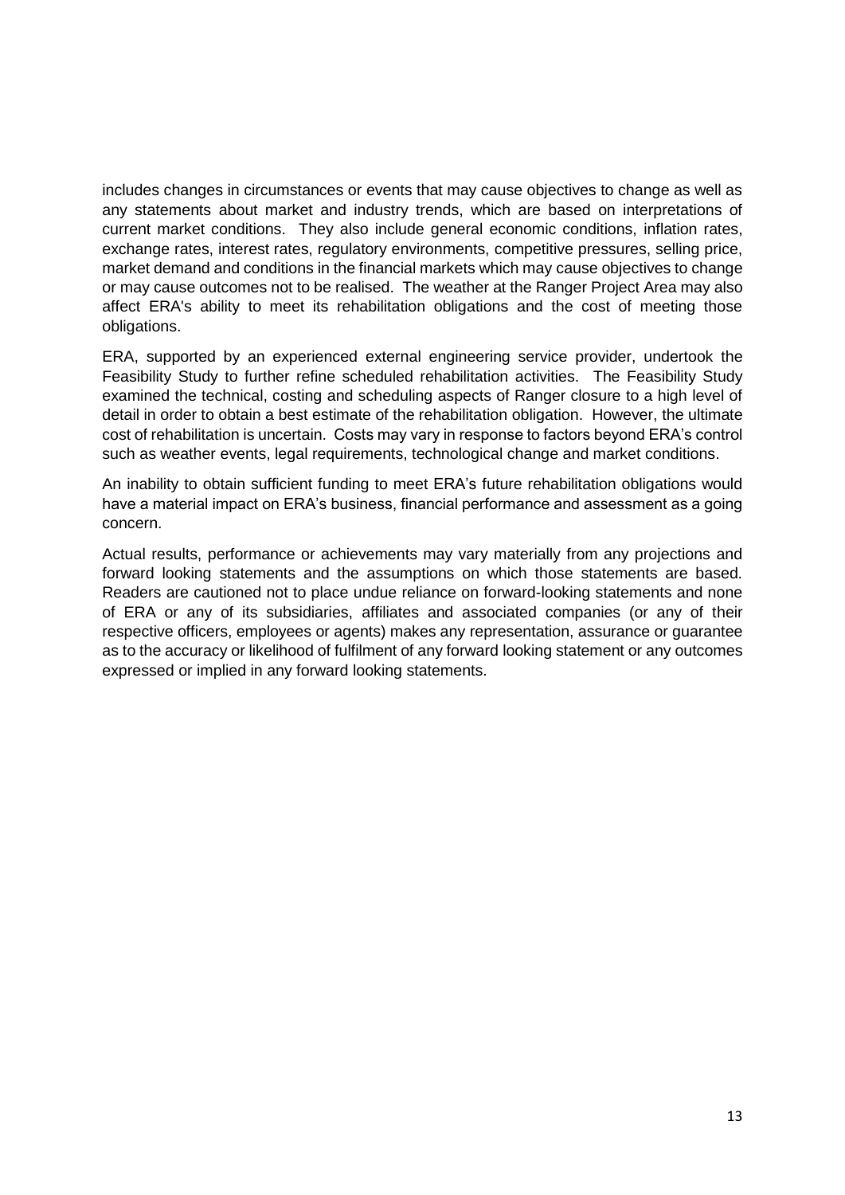includes changes in circumstances or events that may cause objectives to change as well as any statements about market and industry trends, which are based on interpretations of current market conditions. They also include general economic conditions, inflation rates, exchange rates, interest rates, regulatory environments, competitive pressures, selling price, market demand and conditions in the financial markets which may cause objectives to change or may cause outcomes not to be realised. The weather at the Ranger Project Area may also affect ERA's ability to meet its rehabilitation obligations and the cost of meeting those obligations.

ERA, supported by an experienced external engineering service provider, undertook the Feasibility Study to further refine scheduled rehabilitation activities. The Feasibility Study examined the technical, costing and scheduling aspects of Ranger closure to a high level of detail in order to obtain a best estimate of the rehabilitation obligation. However, the ultimate cost of rehabilitation is uncertain. Costs may vary in response to factors beyond ERA's control such as weather events, legal requirements, technological change and market conditions.

An inability to obtain sufficient funding to meet ERA's future rehabilitation obligations would have a material impact on ERA's business, financial performance and assessment as a going concern.

Actual results, performance or achievements may vary materially from any projections and forward looking statements and the assumptions on which those statements are based. Readers are cautioned not to place undue reliance on forward-looking statements and none of ERA or any of its subsidiaries, affiliates and associated companies (or any of their respective officers, employees or agents) makes any representation, assurance or guarantee as to the accuracy or likelihood of fulfilment of any forward looking statement or any outcomes expressed or implied in any forward looking statements.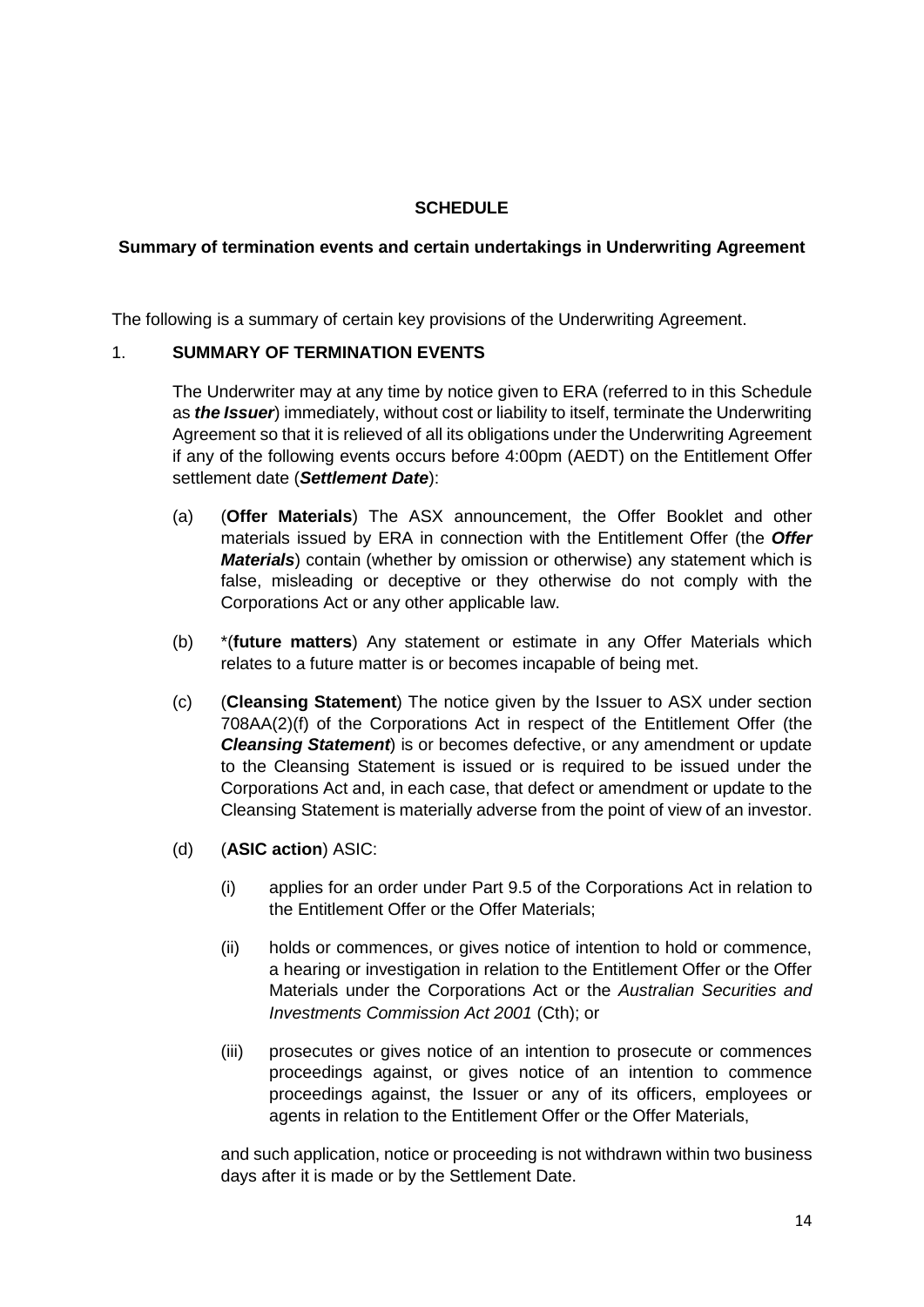**SCHEDULE**

**Summary of termination events and certain undertakings in Underwriting Agreement**

The following is a summary of certain key provisions of the Underwriting Agreement.

1. **SUMMARY OF TERMINATION EVENTS**

The Underwriter may at any time by notice given to ERA (referred to in this Schedule as ***the Issuer***) immediately, without cost or liability to itself, terminate the Underwriting Agreement so that it is relieved of all its obligations under the Underwriting Agreement if any of the following events occurs before 4:00pm (AEDT) on the Entitlement Offer settlement date (***Settlement Date***):

(a) (**Offer Materials**) The ASX announcement, the Offer Booklet and other materials issued by ERA in connection with the Entitlement Offer (the ***Offer Materials***) contain (whether by omission or otherwise) any statement which is false, misleading or deceptive or they otherwise do not comply with the Corporations Act or any other applicable law.

(b) *(**future matters**) Any statement or estimate in any Offer Materials which relates to a future matter is or becomes incapable of being met.

(c) (**Cleansing Statement**) The notice given by the Issuer to ASX under section 708AA(2)(f) of the Corporations Act in respect of the Entitlement Offer (the ***Cleansing Statement***) is or becomes defective, or any amendment or update to the Cleansing Statement is issued or is required to be issued under the Corporations Act and, in each case, that defect or amendment or update to the Cleansing Statement is materially adverse from the point of view of an investor.

(d) (**ASIC action**) ASIC:

(i) applies for an order under Part 9.5 of the Corporations Act in relation to the Entitlement Offer or the Offer Materials;

(ii) holds or commences, or gives notice of intention to hold or commence, a hearing or investigation in relation to the Entitlement Offer or the Offer Materials under the Corporations Act or the *Australian Securities and Investments Commission Act 2001* (Cth); or

(iii) prosecutes or gives notice of an intention to prosecute or commences proceedings against, or gives notice of an intention to commence proceedings against, the Issuer or any of its officers, employees or agents in relation to the Entitlement Offer or the Offer Materials,

and such application, notice or proceeding is not withdrawn within two business days after it is made or by the Settlement Date.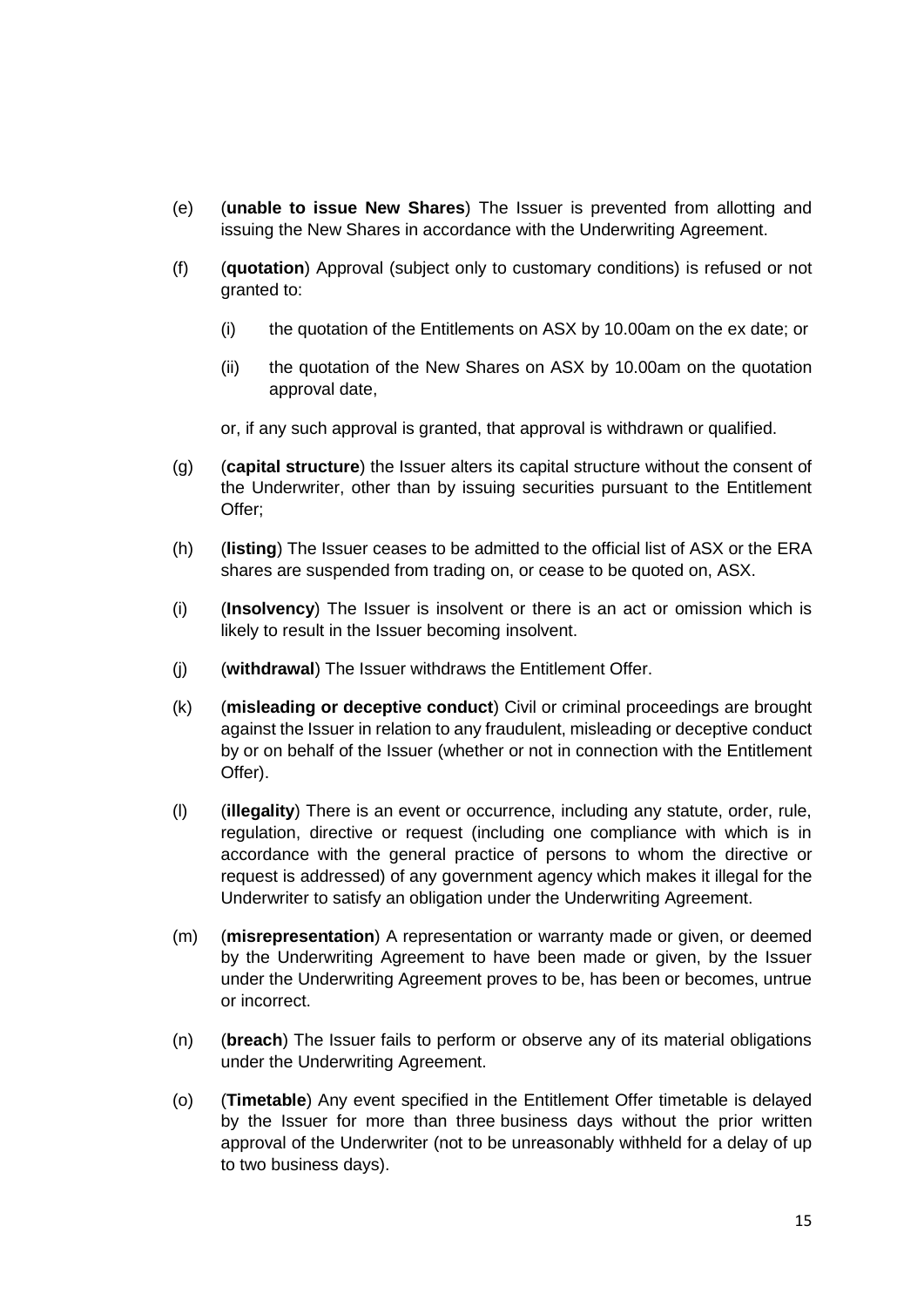(e) (**unable to issue New Shares**) The Issuer is prevented from allotting and issuing the New Shares in accordance with the Underwriting Agreement.

(f) (**quotation**) Approval (subject only to customary conditions) is refused or not granted to:

  (i) the quotation of the Entitlements on ASX by 10.00am on the ex date; or

  (ii) the quotation of the New Shares on ASX by 10.00am on the quotation approval date,

  or, if any such approval is granted, that approval is withdrawn or qualified.

(g) (**capital structure**) the Issuer alters its capital structure without the consent of the Underwriter, other than by issuing securities pursuant to the Entitlement Offer;

(h) (**listing**) The Issuer ceases to be admitted to the official list of ASX or the ERA shares are suspended from trading on, or cease to be quoted on, ASX.

(i) (**Insolvency**) The Issuer is insolvent or there is an act or omission which is likely to result in the Issuer becoming insolvent.

(j) (**withdrawal**) The Issuer withdraws the Entitlement Offer.

(k) (**misleading or deceptive conduct**) Civil or criminal proceedings are brought against the Issuer in relation to any fraudulent, misleading or deceptive conduct by or on behalf of the Issuer (whether or not in connection with the Entitlement Offer).

(l) (**illegality**) There is an event or occurrence, including any statute, order, rule, regulation, directive or request (including one compliance with which is in accordance with the general practice of persons to whom the directive or request is addressed) of any government agency which makes it illegal for the Underwriter to satisfy an obligation under the Underwriting Agreement.

(m) (**misrepresentation**) A representation or warranty made or given, or deemed by the Underwriting Agreement to have been made or given, by the Issuer under the Underwriting Agreement proves to be, has been or becomes, untrue or incorrect.

(n) (**breach**) The Issuer fails to perform or observe any of its material obligations under the Underwriting Agreement.

(o) (**Timetable**) Any event specified in the Entitlement Offer timetable is delayed by the Issuer for more than three business days without the prior written approval of the Underwriter (not to be unreasonably withheld for a delay of up to two business days).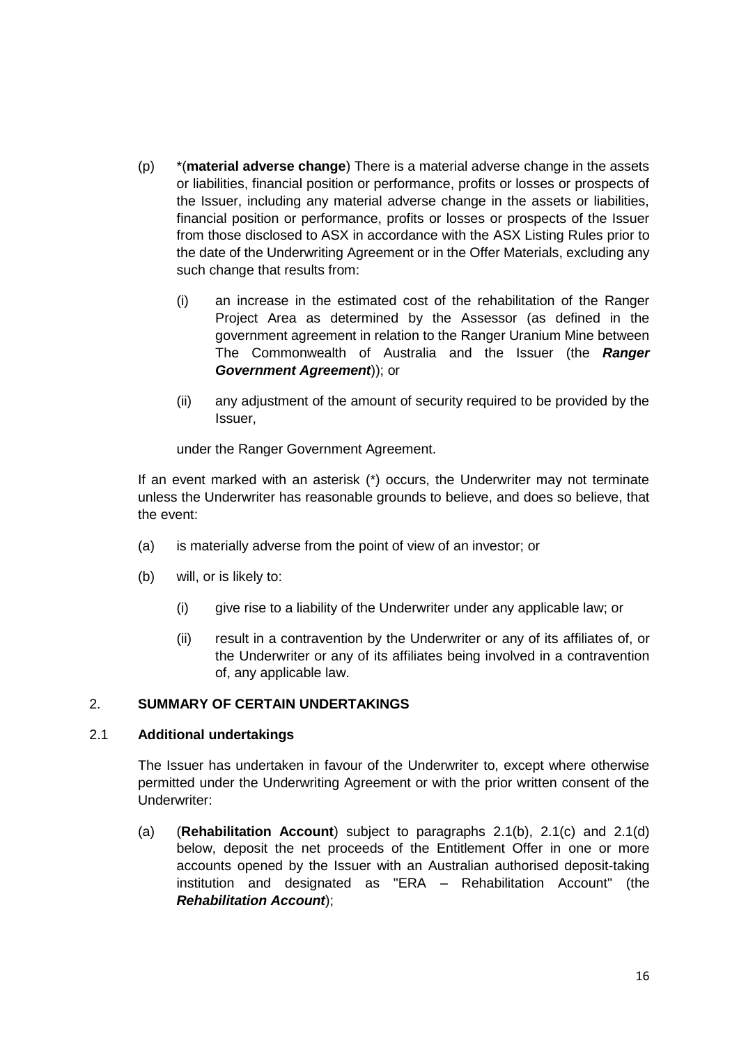(p) *(**material adverse change**) There is a material adverse change in the assets or liabilities, financial position or performance, profits or losses or prospects of the Issuer, including any material adverse change in the assets or liabilities, financial position or performance, profits or losses or prospects of the Issuer from those disclosed to ASX in accordance with the ASX Listing Rules prior to the date of the Underwriting Agreement or in the Offer Materials, excluding any such change that results from:

   (i) an increase in the estimated cost of the rehabilitation of the Ranger Project Area as determined by the Assessor (as defined in the government agreement in relation to the Ranger Uranium Mine between The Commonwealth of Australia and the Issuer (the ***Ranger Government Agreement***)); or

   (ii) any adjustment of the amount of security required to be provided by the Issuer,

   under the Ranger Government Agreement.

If an event marked with an asterisk (*) occurs, the Underwriter may not terminate unless the Underwriter has reasonable grounds to believe, and does so believe, that the event:

(a) is materially adverse from the point of view of an investor; or

(b) will, or is likely to:

   (i) give rise to a liability of the Underwriter under any applicable law; or

   (ii) result in a contravention by the Underwriter or any of its affiliates of, or the Underwriter or any of its affiliates being involved in a contravention of, any applicable law.

## 2. SUMMARY OF CERTAIN UNDERTAKINGS

### 2.1 Additional undertakings

The Issuer has undertaken in favour of the Underwriter to, except where otherwise permitted under the Underwriting Agreement or with the prior written consent of the Underwriter:

(a) (**Rehabilitation Account**) subject to paragraphs 2.1(b), 2.1(c) and 2.1(d) below, deposit the net proceeds of the Entitlement Offer in one or more accounts opened by the Issuer with an Australian authorised deposit-taking institution and designated as "ERA – Rehabilitation Account" (the ***Rehabilitation Account***);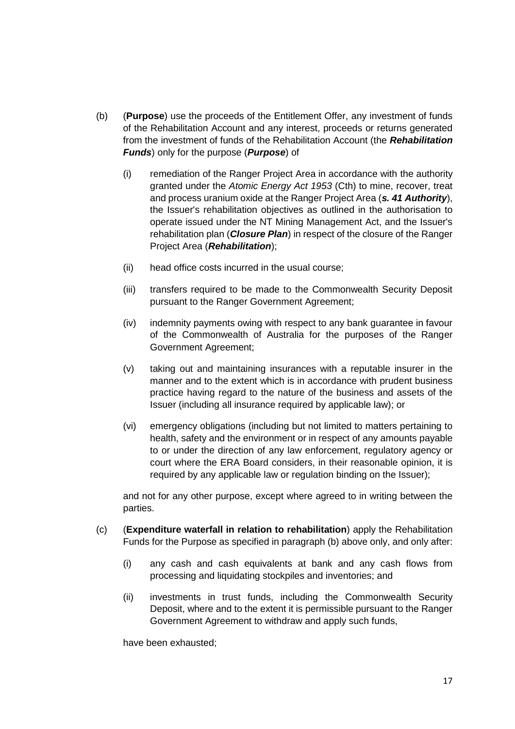(b) (**Purpose**) use the proceeds of the Entitlement Offer, any investment of funds of the Rehabilitation Account and any interest, proceeds or returns generated from the investment of funds of the Rehabilitation Account (the ***Rehabilitation Funds***) only for the purpose (***Purpose***) of

   (i) remediation of the Ranger Project Area in accordance with the authority granted under the *Atomic Energy Act 1953* (Cth) to mine, recover, treat and process uranium oxide at the Ranger Project Area (***s. 41 Authority***), the Issuer's rehabilitation objectives as outlined in the authorisation to operate issued under the NT Mining Management Act, and the Issuer's rehabilitation plan (***Closure Plan***) in respect of the closure of the Ranger Project Area (***Rehabilitation***);

   (ii) head office costs incurred in the usual course;

   (iii) transfers required to be made to the Commonwealth Security Deposit pursuant to the Ranger Government Agreement;

   (iv) indemnity payments owing with respect to any bank guarantee in favour of the Commonwealth of Australia for the purposes of the Ranger Government Agreement;

   (v) taking out and maintaining insurances with a reputable insurer in the manner and to the extent which is in accordance with prudent business practice having regard to the nature of the business and assets of the Issuer (including all insurance required by applicable law); or

   (vi) emergency obligations (including but not limited to matters pertaining to health, safety and the environment or in respect of any amounts payable to or under the direction of any law enforcement, regulatory agency or court where the ERA Board considers, in their reasonable opinion, it is required by any applicable law or regulation binding on the Issuer);

   and not for any other purpose, except where agreed to in writing between the parties.

(c) (**Expenditure waterfall in relation to rehabilitation**) apply the Rehabilitation Funds for the Purpose as specified in paragraph (b) above only, and only after:

   (i) any cash and cash equivalents at bank and any cash flows from processing and liquidating stockpiles and inventories; and

   (ii) investments in trust funds, including the Commonwealth Security Deposit, where and to the extent it is permissible pursuant to the Ranger Government Agreement to withdraw and apply such funds,

   have been exhausted;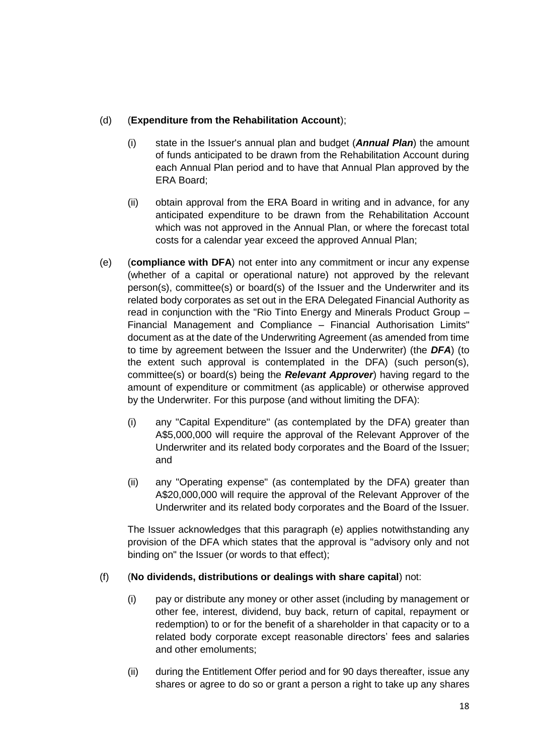(d) (**Expenditure from the Rehabilitation Account**);

   (i) state in the Issuer's annual plan and budget (***Annual Plan***) the amount of funds anticipated to be drawn from the Rehabilitation Account during each Annual Plan period and to have that Annual Plan approved by the ERA Board;

   (ii) obtain approval from the ERA Board in writing and in advance, for any anticipated expenditure to be drawn from the Rehabilitation Account which was not approved in the Annual Plan, or where the forecast total costs for a calendar year exceed the approved Annual Plan;

(e) (**compliance with DFA**) not enter into any commitment or incur any expense (whether of a capital or operational nature) not approved by the relevant person(s), committee(s) or board(s) of the Issuer and the Underwriter and its related body corporates as set out in the ERA Delegated Financial Authority as read in conjunction with the "Rio Tinto Energy and Minerals Product Group – Financial Management and Compliance – Financial Authorisation Limits" document as at the date of the Underwriting Agreement (as amended from time to time by agreement between the Issuer and the Underwriter) (the ***DFA***) (to the extent such approval is contemplated in the DFA) (such person(s), committee(s) or board(s) being the ***Relevant Approver***) having regard to the amount of expenditure or commitment (as applicable) or otherwise approved by the Underwriter. For this purpose (and without limiting the DFA):

   (i) any "Capital Expenditure" (as contemplated by the DFA) greater than A$5,000,000 will require the approval of the Relevant Approver of the Underwriter and its related body corporates and the Board of the Issuer; and

   (ii) any "Operating expense" (as contemplated by the DFA) greater than A$20,000,000 will require the approval of the Relevant Approver of the Underwriter and its related body corporates and the Board of the Issuer.

   The Issuer acknowledges that this paragraph (e) applies notwithstanding any provision of the DFA which states that the approval is "advisory only and not binding on" the Issuer (or words to that effect);

(f) (**No dividends, distributions or dealings with share capital**) not:

   (i) pay or distribute any money or other asset (including by management or other fee, interest, dividend, buy back, return of capital, repayment or redemption) to or for the benefit of a shareholder in that capacity or to a related body corporate except reasonable directors' fees and salaries and other emoluments;

   (ii) during the Entitlement Offer period and for 90 days thereafter, issue any shares or agree to do so or grant a person a right to take up any shares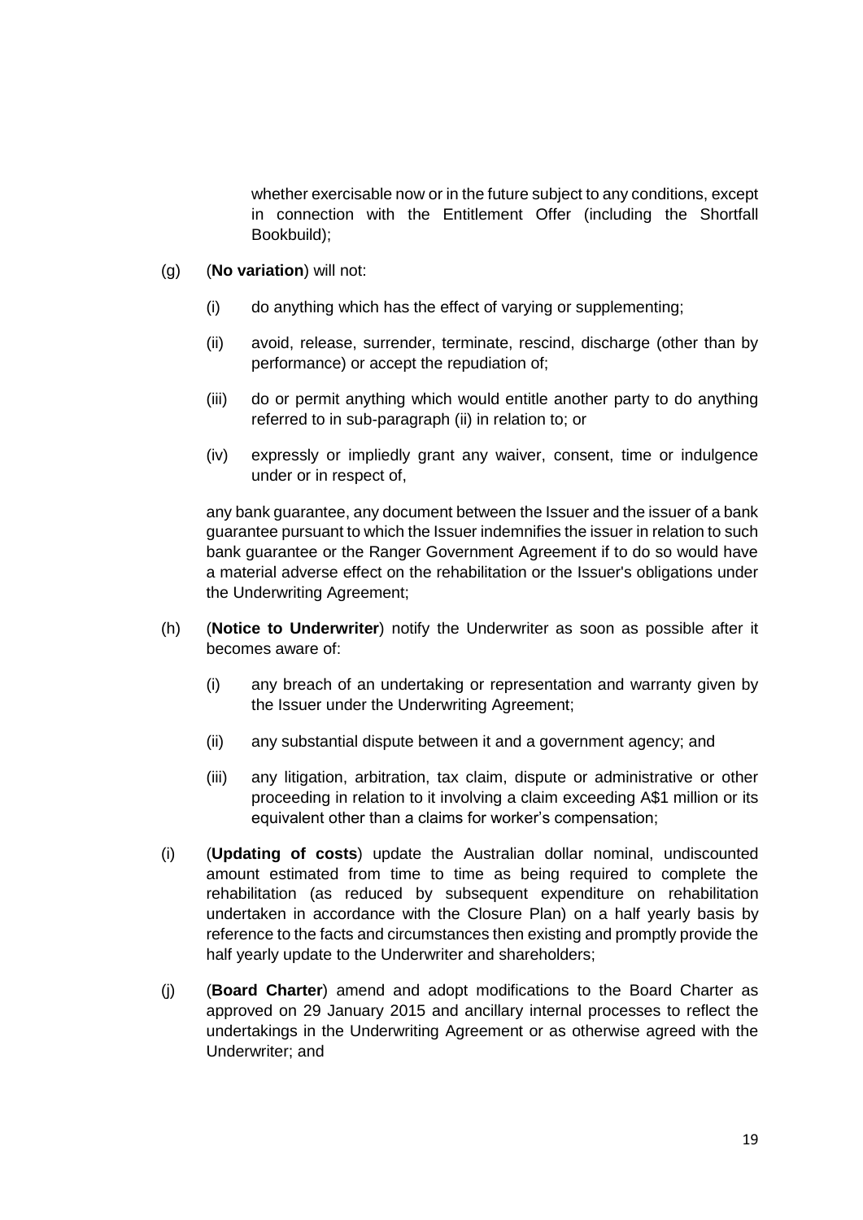whether exercisable now or in the future subject to any conditions, except in connection with the Entitlement Offer (including the Shortfall Bookbuild);

(g) (**No variation**) will not:

(i) do anything which has the effect of varying or supplementing;

(ii) avoid, release, surrender, terminate, rescind, discharge (other than by performance) or accept the repudiation of;

(iii) do or permit anything which would entitle another party to do anything referred to in sub-paragraph (ii) in relation to; or

(iv) expressly or impliedly grant any waiver, consent, time or indulgence under or in respect of,

any bank guarantee, any document between the Issuer and the issuer of a bank guarantee pursuant to which the Issuer indemnifies the issuer in relation to such bank guarantee or the Ranger Government Agreement if to do so would have a material adverse effect on the rehabilitation or the Issuer's obligations under the Underwriting Agreement;

(h) (**Notice to Underwriter**) notify the Underwriter as soon as possible after it becomes aware of:

(i) any breach of an undertaking or representation and warranty given by the Issuer under the Underwriting Agreement;

(ii) any substantial dispute between it and a government agency; and

(iii) any litigation, arbitration, tax claim, dispute or administrative or other proceeding in relation to it involving a claim exceeding A$1 million or its equivalent other than a claims for worker's compensation;

(i) (**Updating of costs**) update the Australian dollar nominal, undiscounted amount estimated from time to time as being required to complete the rehabilitation (as reduced by subsequent expenditure on rehabilitation undertaken in accordance with the Closure Plan) on a half yearly basis by reference to the facts and circumstances then existing and promptly provide the half yearly update to the Underwriter and shareholders;

(j) (**Board Charter**) amend and adopt modifications to the Board Charter as approved on 29 January 2015 and ancillary internal processes to reflect the undertakings in the Underwriting Agreement or as otherwise agreed with the Underwriter; and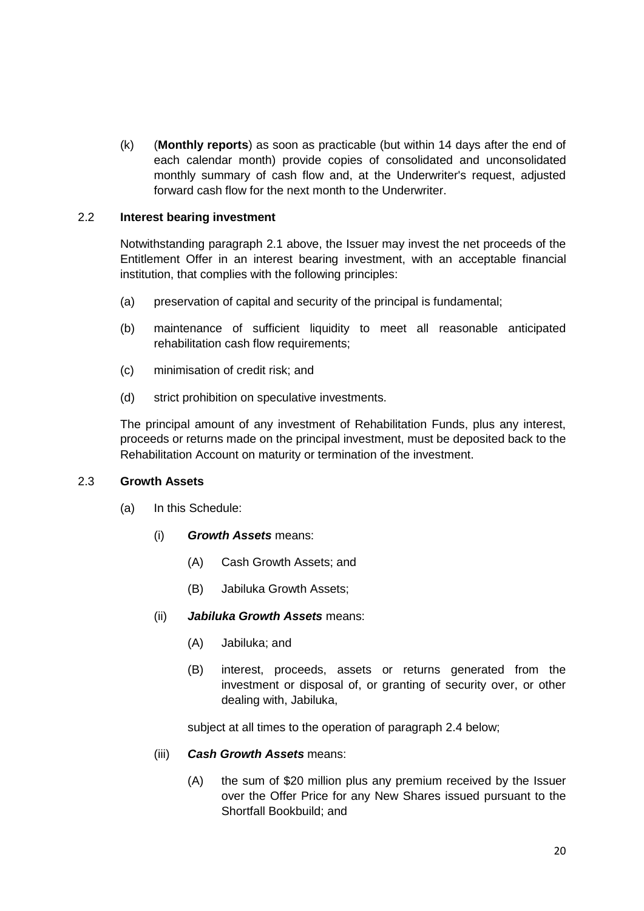(k) (**Monthly reports**) as soon as practicable (but within 14 days after the end of each calendar month) provide copies of consolidated and unconsolidated monthly summary of cash flow and, at the Underwriter's request, adjusted forward cash flow for the next month to the Underwriter.

2.2 **Interest bearing investment**

Notwithstanding paragraph 2.1 above, the Issuer may invest the net proceeds of the Entitlement Offer in an interest bearing investment, with an acceptable financial institution, that complies with the following principles:

(a) preservation of capital and security of the principal is fundamental;

(b) maintenance of sufficient liquidity to meet all reasonable anticipated rehabilitation cash flow requirements;

(c) minimisation of credit risk; and

(d) strict prohibition on speculative investments.

The principal amount of any investment of Rehabilitation Funds, plus any interest, proceeds or returns made on the principal investment, must be deposited back to the Rehabilitation Account on maturity or termination of the investment.

2.3 **Growth Assets**

(a) In this Schedule:

(i) ***Growth Assets*** means:

(A) Cash Growth Assets; and

(B) Jabiluka Growth Assets;

(ii) ***Jabiluka Growth Assets*** means:

(A) Jabiluka; and

(B) interest, proceeds, assets or returns generated from the investment or disposal of, or granting of security over, or other dealing with, Jabiluka,

subject at all times to the operation of paragraph 2.4 below;

(iii) ***Cash Growth Assets*** means:

(A) the sum of $20 million plus any premium received by the Issuer over the Offer Price for any New Shares issued pursuant to the Shortfall Bookbuild; and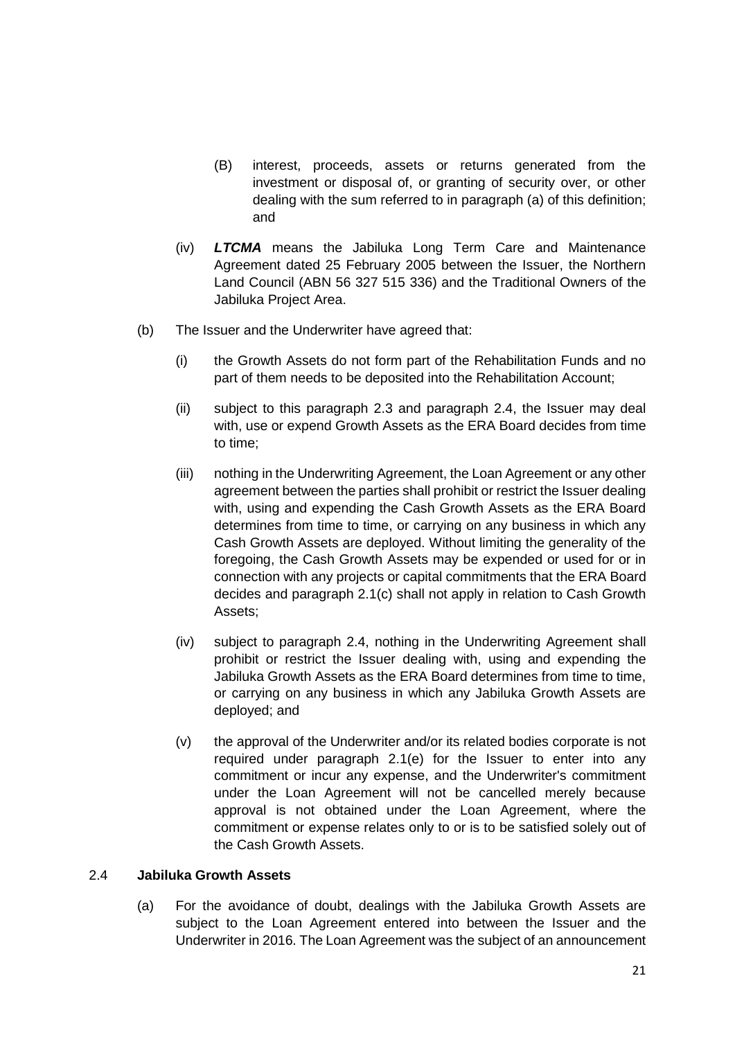(B) interest, proceeds, assets or returns generated from the investment or disposal of, or granting of security over, or other dealing with the sum referred to in paragraph (a) of this definition; and

(iv) ***LTCMA*** means the Jabiluka Long Term Care and Maintenance Agreement dated 25 February 2005 between the Issuer, the Northern Land Council (ABN 56 327 515 336) and the Traditional Owners of the Jabiluka Project Area.

(b) The Issuer and the Underwriter have agreed that:

(i) the Growth Assets do not form part of the Rehabilitation Funds and no part of them needs to be deposited into the Rehabilitation Account;

(ii) subject to this paragraph 2.3 and paragraph 2.4, the Issuer may deal with, use or expend Growth Assets as the ERA Board decides from time to time;

(iii) nothing in the Underwriting Agreement, the Loan Agreement or any other agreement between the parties shall prohibit or restrict the Issuer dealing with, using and expending the Cash Growth Assets as the ERA Board determines from time to time, or carrying on any business in which any Cash Growth Assets are deployed. Without limiting the generality of the foregoing, the Cash Growth Assets may be expended or used for or in connection with any projects or capital commitments that the ERA Board decides and paragraph 2.1(c) shall not apply in relation to Cash Growth Assets;

(iv) subject to paragraph 2.4, nothing in the Underwriting Agreement shall prohibit or restrict the Issuer dealing with, using and expending the Jabiluka Growth Assets as the ERA Board determines from time to time, or carrying on any business in which any Jabiluka Growth Assets are deployed; and

(v) the approval of the Underwriter and/or its related bodies corporate is not required under paragraph 2.1(e) for the Issuer to enter into any commitment or incur any expense, and the Underwriter's commitment under the Loan Agreement will not be cancelled merely because approval is not obtained under the Loan Agreement, where the commitment or expense relates only to or is to be satisfied solely out of the Cash Growth Assets.

### 2.4 Jabiluka Growth Assets

(a) For the avoidance of doubt, dealings with the Jabiluka Growth Assets are subject to the Loan Agreement entered into between the Issuer and the Underwriter in 2016. The Loan Agreement was the subject of an announcement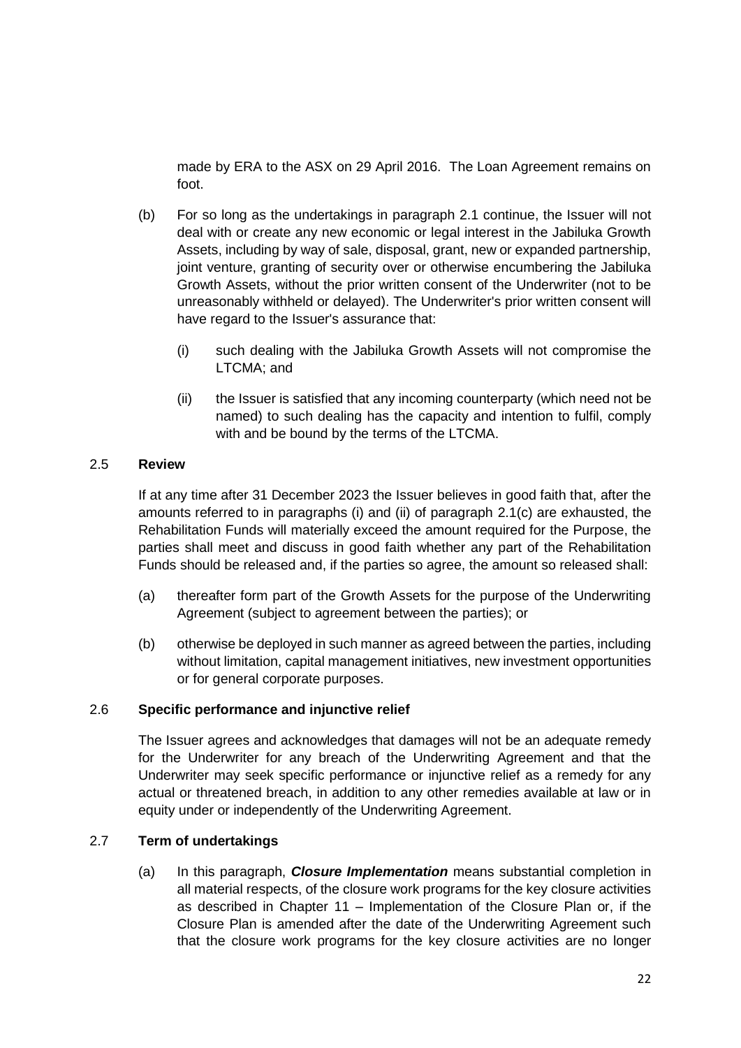made by ERA to the ASX on 29 April 2016. The Loan Agreement remains on foot.

(b) For so long as the undertakings in paragraph 2.1 continue, the Issuer will not deal with or create any new economic or legal interest in the Jabiluka Growth Assets, including by way of sale, disposal, grant, new or expanded partnership, joint venture, granting of security over or otherwise encumbering the Jabiluka Growth Assets, without the prior written consent of the Underwriter (not to be unreasonably withheld or delayed). The Underwriter's prior written consent will have regard to the Issuer's assurance that:

   (i) such dealing with the Jabiluka Growth Assets will not compromise the LTCMA; and

   (ii) the Issuer is satisfied that any incoming counterparty (which need not be named) to such dealing has the capacity and intention to fulfil, comply with and be bound by the terms of the LTCMA.

### 2.5 Review

If at any time after 31 December 2023 the Issuer believes in good faith that, after the amounts referred to in paragraphs (i) and (ii) of paragraph 2.1(c) are exhausted, the Rehabilitation Funds will materially exceed the amount required for the Purpose, the parties shall meet and discuss in good faith whether any part of the Rehabilitation Funds should be released and, if the parties so agree, the amount so released shall:

(a) thereafter form part of the Growth Assets for the purpose of the Underwriting Agreement (subject to agreement between the parties); or

(b) otherwise be deployed in such manner as agreed between the parties, including without limitation, capital management initiatives, new investment opportunities or for general corporate purposes.

### 2.6 Specific performance and injunctive relief

The Issuer agrees and acknowledges that damages will not be an adequate remedy for the Underwriter for any breach of the Underwriting Agreement and that the Underwriter may seek specific performance or injunctive relief as a remedy for any actual or threatened breach, in addition to any other remedies available at law or in equity under or independently of the Underwriting Agreement.

### 2.7 Term of undertakings

(a) In this paragraph, ***Closure Implementation*** means substantial completion in all material respects, of the closure work programs for the key closure activities as described in Chapter 11 – Implementation of the Closure Plan or, if the Closure Plan is amended after the date of the Underwriting Agreement such that the closure work programs for the key closure activities are no longer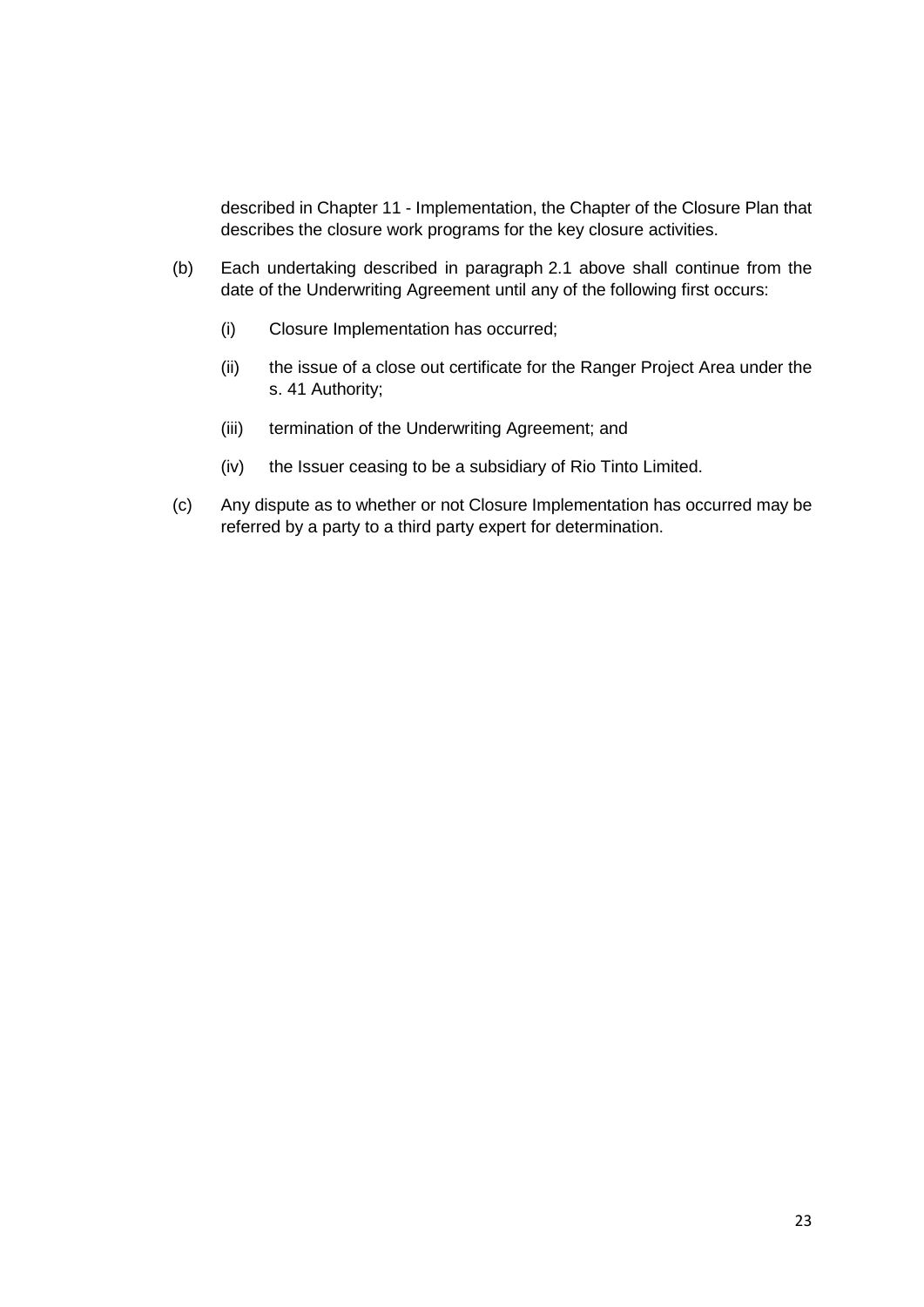described in Chapter 11 - Implementation, the Chapter of the Closure Plan that describes the closure work programs for the key closure activities.

(b) Each undertaking described in paragraph 2.1 above shall continue from the date of the Underwriting Agreement until any of the following first occurs:

   (i) Closure Implementation has occurred;

   (ii) the issue of a close out certificate for the Ranger Project Area under the s. 41 Authority;

   (iii) termination of the Underwriting Agreement; and

   (iv) the Issuer ceasing to be a subsidiary of Rio Tinto Limited.

(c) Any dispute as to whether or not Closure Implementation has occurred may be referred by a party to a third party expert for determination.